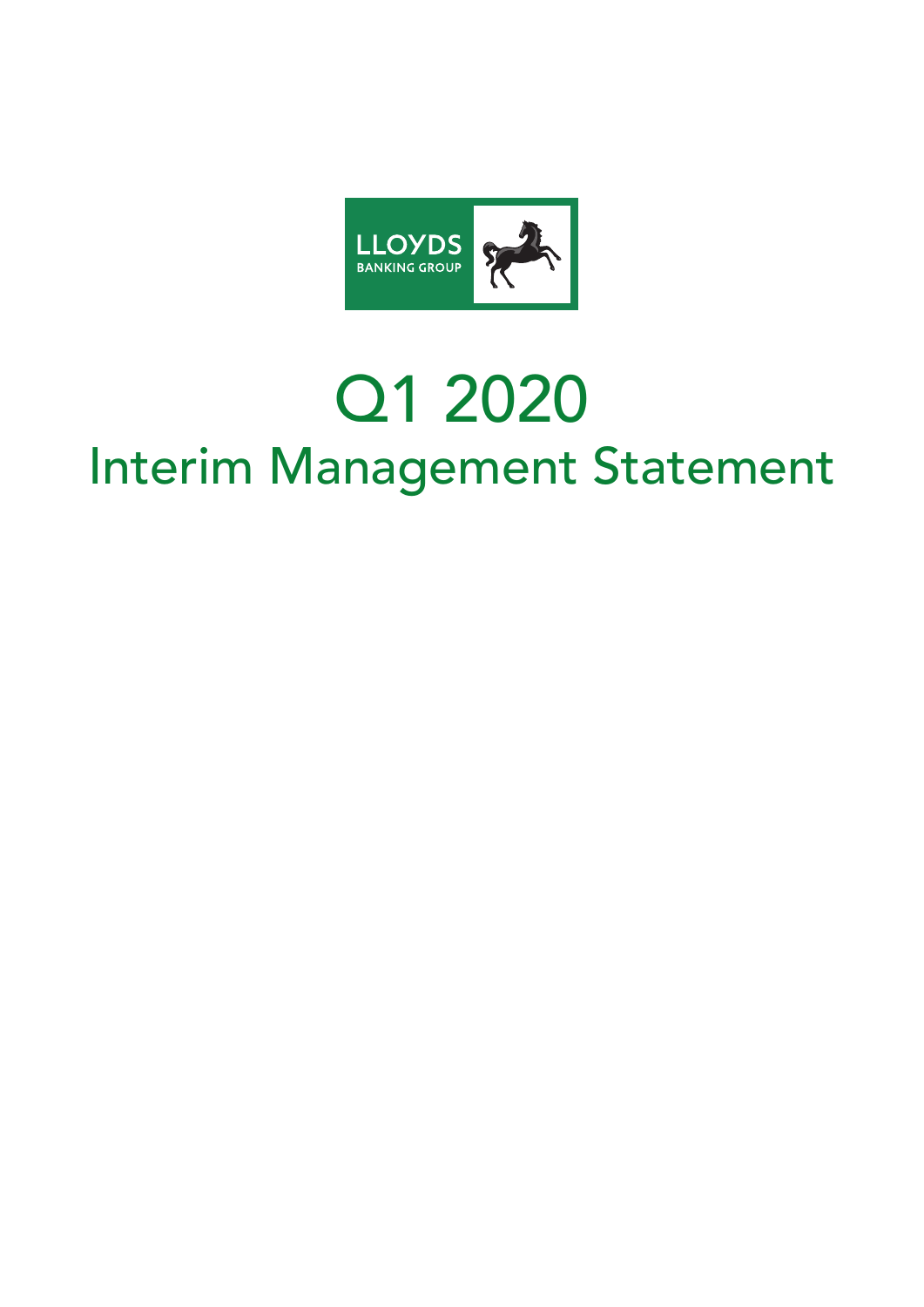# Q1 2020

## Interim Management Statement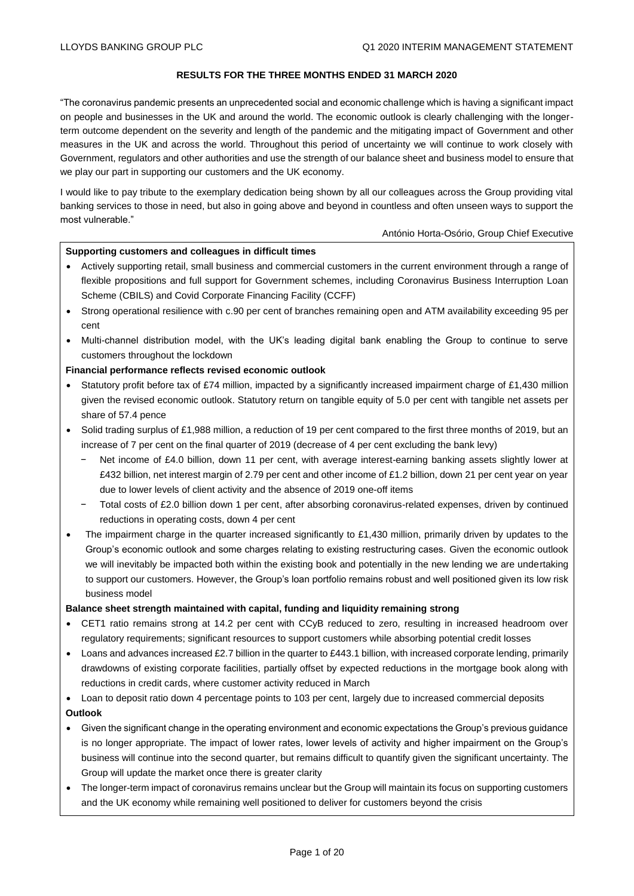## RESULTS FOR THE THREE MONTHS ENDED 31 MARCH 2020

"The coronavirus pandemic presents an unprecedented social and economic challenge which is having a significant impact on people and businesses in the UK and around the world. The economic outlook is clearly challenging with the longer-term outcome dependent on the severity and length of the pandemic and the mitigating impact of Government and other measures in the UK and across the world. Throughout this period of uncertainty we will continue to work closely with Government, regulators and other authorities and use the strength of our balance sheet and business model to ensure that we play our part in supporting our customers and the UK economy.

I would like to pay tribute to the exemplary dedication being shown by all our colleagues across the Group providing vital banking services to those in need, but also in going above and beyond in countless and often unseen ways to support the most vulnerable."

António Horta-Osório, Group Chief Executive

**Supporting customers and colleagues in difficult times**

- Actively supporting retail, small business and commercial customers in the current environment through a range of flexible propositions and full support for Government schemes, including Coronavirus Business Interruption Loan Scheme (CBILS) and Covid Corporate Financing Facility (CCFF)
- Strong operational resilience with c.90 per cent of branches remaining open and ATM availability exceeding 95 per cent
- Multi-channel distribution model, with the UK's leading digital bank enabling the Group to continue to serve customers throughout the lockdown

**Financial performance reflects revised economic outlook**

- Statutory profit before tax of £74 million, impacted by a significantly increased impairment charge of £1,430 million given the revised economic outlook. Statutory return on tangible equity of 5.0 per cent with tangible net assets per share of 57.4 pence
- Solid trading surplus of £1,988 million, a reduction of 19 per cent compared to the first three months of 2019, but an increase of 7 per cent on the final quarter of 2019 (decrease of 4 per cent excluding the bank levy)
  - Net income of £4.0 billion, down 11 per cent, with average interest-earning banking assets slightly lower at £432 billion, net interest margin of 2.79 per cent and other income of £1.2 billion, down 21 per cent year on year due to lower levels of client activity and the absence of 2019 one-off items
  - Total costs of £2.0 billion down 1 per cent, after absorbing coronavirus-related expenses, driven by continued reductions in operating costs, down 4 per cent
- The impairment charge in the quarter increased significantly to £1,430 million, primarily driven by updates to the Group's economic outlook and some charges relating to existing restructuring cases. Given the economic outlook we will inevitably be impacted both within the existing book and potentially in the new lending we are undertaking to support our customers. However, the Group's loan portfolio remains robust and well positioned given its low risk business model

**Balance sheet strength maintained with capital, funding and liquidity remaining strong**

- CET1 ratio remains strong at 14.2 per cent with CCyB reduced to zero, resulting in increased headroom over regulatory requirements; significant resources to support customers while absorbing potential credit losses
- Loans and advances increased £2.7 billion in the quarter to £443.1 billion, with increased corporate lending, primarily drawdowns of existing corporate facilities, partially offset by expected reductions in the mortgage book along with reductions in credit cards, where customer activity reduced in March
- Loan to deposit ratio down 4 percentage points to 103 per cent, largely due to increased commercial deposits

**Outlook**

- Given the significant change in the operating environment and economic expectations the Group's previous guidance is no longer appropriate. The impact of lower rates, lower levels of activity and higher impairment on the Group's business will continue into the second quarter, but remains difficult to quantify given the significant uncertainty. The Group will update the market once there is greater clarity
- The longer-term impact of coronavirus remains unclear but the Group will maintain its focus on supporting customers and the UK economy while remaining well positioned to deliver for customers beyond the crisis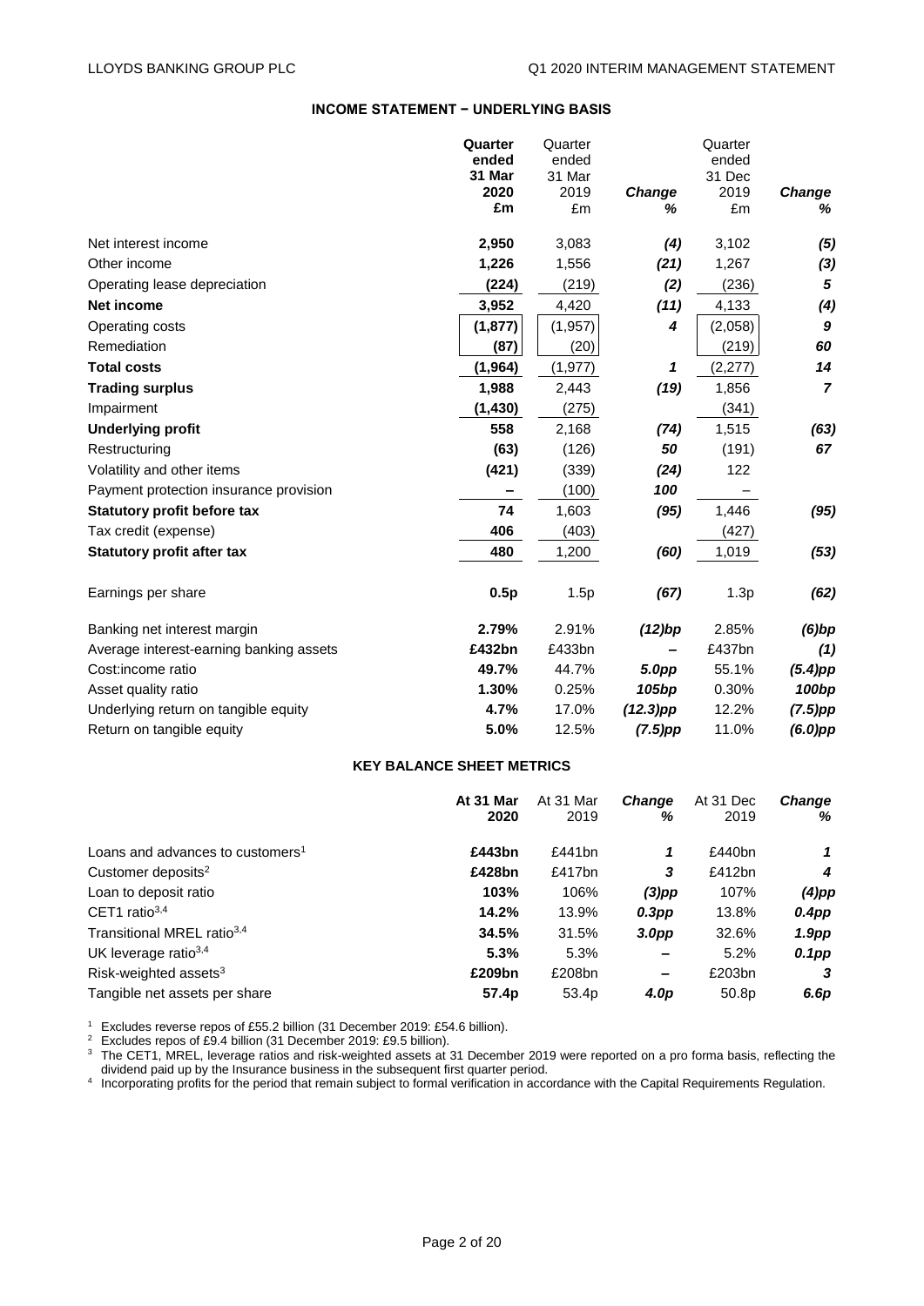## INCOME STATEMENT − UNDERLYING BASIS

| | Quarter ended 31 Mar 2020 £m | Quarter ended 31 Mar 2019 £m | *Change %* | Quarter ended 31 Dec 2019 £m | *Change %* |
|---|---|---|---|---|---|
| Net interest income | **2,950** | 3,083 | *(4)* | 3,102 | *(5)* |
| Other income | **1,226** | 1,556 | *(21)* | 1,267 | *(3)* |
| Operating lease depreciation | **(224)** | (219) | *(2)* | (236) | *5* |
| **Net income** | **3,952** | 4,420 | *(11)* | 4,133 | *(4)* |
| Operating costs | **(1,877)** | (1,957) | *4* | (2,058) | *9* |
| Remediation | **(87)** | (20) | | (219) | *60* |
| **Total costs** | **(1,964)** | (1,977) | *1* | (2,277) | *14* |
| **Trading surplus** | **1,988** | 2,443 | *(19)* | 1,856 | *7* |
| Impairment | **(1,430)** | (275) | | (341) | |
| **Underlying profit** | **558** | 2,168 | *(74)* | 1,515 | *(63)* |
| Restructuring | **(63)** | (126) | *50* | (191) | *67* |
| Volatility and other items | **(421)** | (339) | *(24)* | 122 | |
| Payment protection insurance provision | **–** | (100) | *100* | – | |
| **Statutory profit before tax** | **74** | 1,603 | *(95)* | 1,446 | *(95)* |
| Tax credit (expense) | **406** | (403) | | (427) | |
| **Statutory profit after tax** | **480** | 1,200 | *(60)* | 1,019 | *(53)* |
| | | | | | |
| Earnings per share | **0.5p** | 1.5p | *(67)* | 1.3p | *(62)* |
| | | | | | |
| Banking net interest margin | **2.79%** | 2.91% | *(12)bp* | 2.85% | *(6)bp* |
| Average interest-earning banking assets | **£432bn** | £433bn | *–* | £437bn | *(1)* |
| Cost:income ratio | **49.7%** | 44.7% | *5.0pp* | 55.1% | *(5.4)pp* |
| Asset quality ratio | **1.30%** | 0.25% | *105bp* | 0.30% | *100bp* |
| Underlying return on tangible equity | **4.7%** | 17.0% | *(12.3)pp* | 12.2% | *(7.5)pp* |
| Return on tangible equity | **5.0%** | 12.5% | *(7.5)pp* | 11.0% | *(6.0)pp* |

## KEY BALANCE SHEET METRICS

| | At 31 Mar 2020 | At 31 Mar 2019 | *Change %* | At 31 Dec 2019 | *Change %* |
|---|---|---|---|---|---|
| Loans and advances to customers[1] | **£443bn** | £441bn | *1* | £440bn | *1* |
| Customer deposits[2] | **£428bn** | £417bn | *3* | £412bn | *4* |
| Loan to deposit ratio | **103%** | 106% | *(3)pp* | 107% | *(4)pp* |
| CET1 ratio[3,4] | **14.2%** | 13.9% | *0.3pp* | 13.8% | *0.4pp* |
| Transitional MREL ratio[3,4] | **34.5%** | 31.5% | *3.0pp* | 32.6% | *1.9pp* |
| UK leverage ratio[3,4] | **5.3%** | 5.3% | *–* | 5.2% | *0.1pp* |
| Risk-weighted assets[3] | **£209bn** | £208bn | *–* | £203bn | *3* |
| Tangible net assets per share | **57.4p** | 53.4p | *4.0p* | 50.8p | *6.6p* |

[1] Excludes reverse repos of £55.2 billion (31 December 2019: £54.6 billion).

[2] Excludes repos of £9.4 billion (31 December 2019: £9.5 billion).

[3] The CET1, MREL, leverage ratios and risk-weighted assets at 31 December 2019 were reported on a pro forma basis, reflecting the dividend paid up by the Insurance business in the subsequent first quarter period.

[4] Incorporating profits for the period that remain subject to formal verification in accordance with the Capital Requirements Regulation.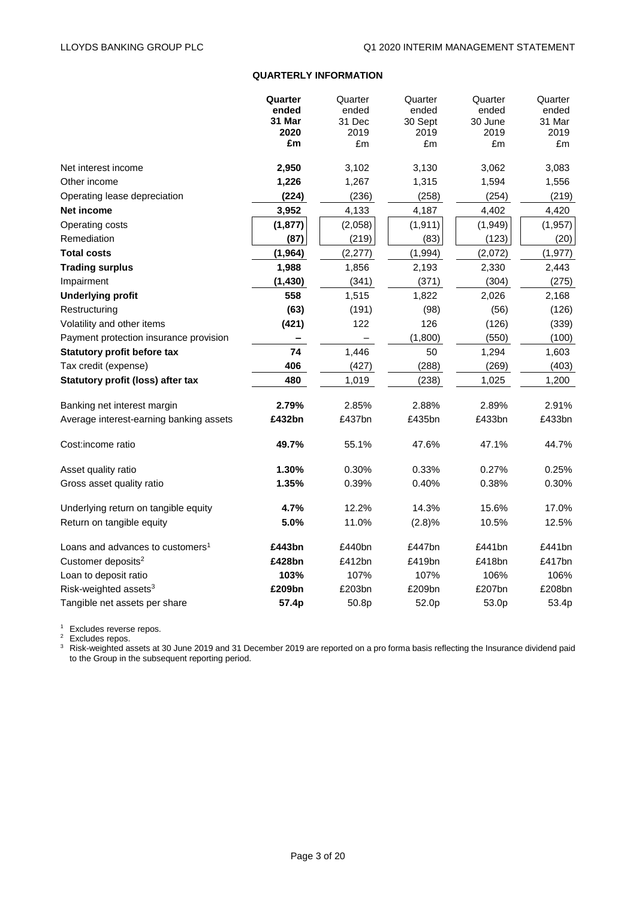## QUARTERLY INFORMATION

| | Quarter ended 31 Mar 2020 £m | Quarter ended 31 Dec 2019 £m | Quarter ended 30 Sept 2019 £m | Quarter ended 30 June 2019 £m | Quarter ended 31 Mar 2019 £m |
|---|---|---|---|---|---|
| Net interest income | **2,950** | 3,102 | 3,130 | 3,062 | 3,083 |
| Other income | **1,226** | 1,267 | 1,315 | 1,594 | 1,556 |
| Operating lease depreciation | **(224)** | (236) | (258) | (254) | (219) |
| **Net income** | **3,952** | 4,133 | 4,187 | 4,402 | 4,420 |
| Operating costs | **(1,877)** | (2,058) | (1,911) | (1,949) | (1,957) |
| Remediation | **(87)** | (219) | (83) | (123) | (20) |
| **Total costs** | **(1,964)** | (2,277) | (1,994) | (2,072) | (1,977) |
| **Trading surplus** | **1,988** | 1,856 | 2,193 | 2,330 | 2,443 |
| Impairment | **(1,430)** | (341) | (371) | (304) | (275) |
| **Underlying profit** | **558** | 1,515 | 1,822 | 2,026 | 2,168 |
| Restructuring | **(63)** | (191) | (98) | (56) | (126) |
| Volatility and other items | **(421)** | 122 | 126 | (126) | (339) |
| Payment protection insurance provision | **–** | – | (1,800) | (550) | (100) |
| **Statutory profit before tax** | **74** | 1,446 | 50 | 1,294 | 1,603 |
| Tax credit (expense) | **406** | (427) | (288) | (269) | (403) |
| **Statutory profit (loss) after tax** | **480** | 1,019 | (238) | 1,025 | 1,200 |
| | | | | | |
| Banking net interest margin | **2.79%** | 2.85% | 2.88% | 2.89% | 2.91% |
| Average interest-earning banking assets | **£432bn** | £437bn | £435bn | £433bn | £433bn |
| | | | | | |
| Cost:income ratio | **49.7%** | 55.1% | 47.6% | 47.1% | 44.7% |
| | | | | | |
| Asset quality ratio | **1.30%** | 0.30% | 0.33% | 0.27% | 0.25% |
| Gross asset quality ratio | **1.35%** | 0.39% | 0.40% | 0.38% | 0.30% |
| | | | | | |
| Underlying return on tangible equity | **4.7%** | 12.2% | 14.3% | 15.6% | 17.0% |
| Return on tangible equity | **5.0%** | 11.0% | (2.8)% | 10.5% | 12.5% |
| | | | | | |
| Loans and advances to customers[1] | **£443bn** | £440bn | £447bn | £441bn | £441bn |
| Customer deposits[2] | **£428bn** | £412bn | £419bn | £418bn | £417bn |
| Loan to deposit ratio | **103%** | 107% | 107% | 106% | 106% |
| Risk-weighted assets[3] | **£209bn** | £203bn | £209bn | £207bn | £208bn |
| Tangible net assets per share | **57.4p** | 50.8p | 52.0p | 53.0p | 53.4p |

[1] Excludes reverse repos.
[2] Excludes repos.
[3] Risk-weighted assets at 30 June 2019 and 31 December 2019 are reported on a pro forma basis reflecting the Insurance dividend paid to the Group in the subsequent reporting period.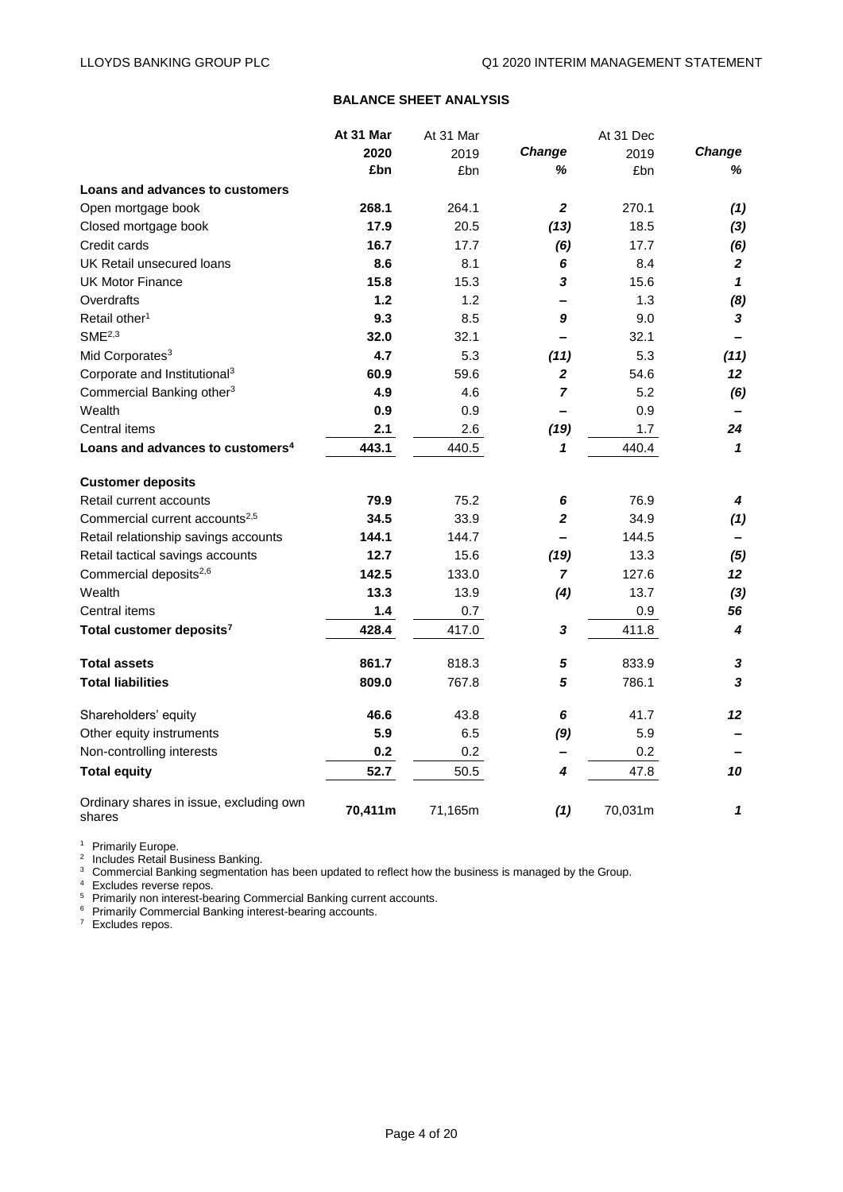## BALANCE SHEET ANALYSIS

| | At 31 Mar 2020 £bn | At 31 Mar 2019 £bn | Change % | At 31 Dec 2019 £bn | Change % |
|---|---|---|---|---|---|
| **Loans and advances to customers** | | | | | |
| Open mortgage book | **268.1** | 264.1 | ***2*** | 270.1 | ***(1)*** |
| Closed mortgage book | **17.9** | 20.5 | ***(13)*** | 18.5 | ***(3)*** |
| Credit cards | **16.7** | 17.7 | ***(6)*** | 17.7 | ***(6)*** |
| UK Retail unsecured loans | **8.6** | 8.1 | ***6*** | 8.4 | ***2*** |
| UK Motor Finance | **15.8** | 15.3 | ***3*** | 15.6 | ***1*** |
| Overdrafts | **1.2** | 1.2 | ***–*** | 1.3 | ***(8)*** |
| Retail other[1] | **9.3** | 8.5 | ***9*** | 9.0 | ***3*** |
| SME[2,3] | **32.0** | 32.1 | ***–*** | 32.1 | ***–*** |
| Mid Corporates[3] | **4.7** | 5.3 | ***(11)*** | 5.3 | ***(11)*** |
| Corporate and Institutional[3] | **60.9** | 59.6 | ***2*** | 54.6 | ***12*** |
| Commercial Banking other[3] | **4.9** | 4.6 | ***7*** | 5.2 | ***(6)*** |
| Wealth | **0.9** | 0.9 | ***–*** | 0.9 | ***–*** |
| Central items | **2.1** | 2.6 | ***(19)*** | 1.7 | ***24*** |
| **Loans and advances to customers[4]** | **443.1** | 440.5 | ***1*** | 440.4 | ***1*** |
| | | | | | |
| **Customer deposits** | | | | | |
| Retail current accounts | **79.9** | 75.2 | ***6*** | 76.9 | ***4*** |
| Commercial current accounts[2,5] | **34.5** | 33.9 | ***2*** | 34.9 | ***(1)*** |
| Retail relationship savings accounts | **144.1** | 144.7 | ***–*** | 144.5 | ***–*** |
| Retail tactical savings accounts | **12.7** | 15.6 | ***(19)*** | 13.3 | ***(5)*** |
| Commercial deposits[2,6] | **142.5** | 133.0 | ***7*** | 127.6 | ***12*** |
| Wealth | **13.3** | 13.9 | ***(4)*** | 13.7 | ***(3)*** |
| Central items | **1.4** | 0.7 | | 0.9 | ***56*** |
| **Total customer deposits[7]** | **428.4** | 417.0 | ***3*** | 411.8 | ***4*** |
| | | | | | |
| **Total assets** | **861.7** | 818.3 | ***5*** | 833.9 | ***3*** |
| **Total liabilities** | **809.0** | 767.8 | ***5*** | 786.1 | ***3*** |
| | | | | | |
| Shareholders' equity | **46.6** | 43.8 | ***6*** | 41.7 | ***12*** |
| Other equity instruments | **5.9** | 6.5 | ***(9)*** | 5.9 | ***–*** |
| Non-controlling interests | **0.2** | 0.2 | ***–*** | 0.2 | ***–*** |
| **Total equity** | **52.7** | 50.5 | ***4*** | 47.8 | ***10*** |
| | | | | | |
| Ordinary shares in issue, excluding own shares | **70,411m** | 71,165m | ***(1)*** | 70,031m | ***1*** |

[1] Primarily Europe.
[2] Includes Retail Business Banking.
[3] Commercial Banking segmentation has been updated to reflect how the business is managed by the Group.
[4] Excludes reverse repos.
[5] Primarily non interest-bearing Commercial Banking current accounts.
[6] Primarily Commercial Banking interest-bearing accounts.
[7] Excludes repos.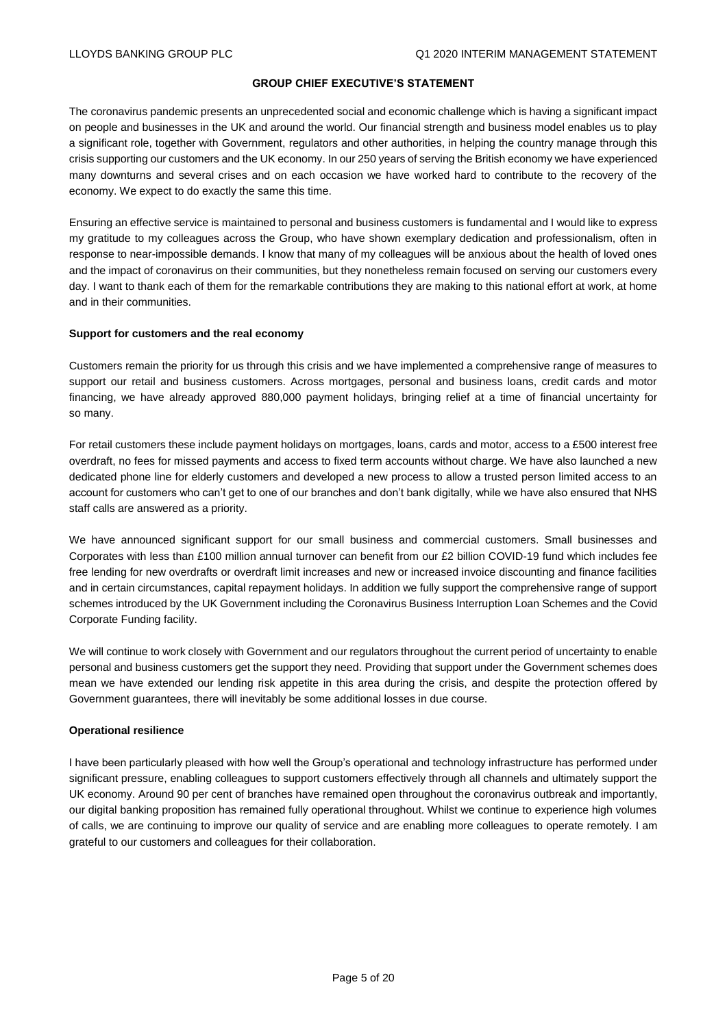## GROUP CHIEF EXECUTIVE'S STATEMENT

The coronavirus pandemic presents an unprecedented social and economic challenge which is having a significant impact on people and businesses in the UK and around the world. Our financial strength and business model enables us to play a significant role, together with Government, regulators and other authorities, in helping the country manage through this crisis supporting our customers and the UK economy. In our 250 years of serving the British economy we have experienced many downturns and several crises and on each occasion we have worked hard to contribute to the recovery of the economy. We expect to do exactly the same this time.

Ensuring an effective service is maintained to personal and business customers is fundamental and I would like to express my gratitude to my colleagues across the Group, who have shown exemplary dedication and professionalism, often in response to near-impossible demands. I know that many of my colleagues will be anxious about the health of loved ones and the impact of coronavirus on their communities, but they nonetheless remain focused on serving our customers every day. I want to thank each of them for the remarkable contributions they are making to this national effort at work, at home and in their communities.

### Support for customers and the real economy

Customers remain the priority for us through this crisis and we have implemented a comprehensive range of measures to support our retail and business customers. Across mortgages, personal and business loans, credit cards and motor financing, we have already approved 880,000 payment holidays, bringing relief at a time of financial uncertainty for so many.

For retail customers these include payment holidays on mortgages, loans, cards and motor, access to a £500 interest free overdraft, no fees for missed payments and access to fixed term accounts without charge. We have also launched a new dedicated phone line for elderly customers and developed a new process to allow a trusted person limited access to an account for customers who can't get to one of our branches and don't bank digitally, while we have also ensured that NHS staff calls are answered as a priority.

We have announced significant support for our small business and commercial customers. Small businesses and Corporates with less than £100 million annual turnover can benefit from our £2 billion COVID-19 fund which includes fee free lending for new overdrafts or overdraft limit increases and new or increased invoice discounting and finance facilities and in certain circumstances, capital repayment holidays. In addition we fully support the comprehensive range of support schemes introduced by the UK Government including the Coronavirus Business Interruption Loan Schemes and the Covid Corporate Funding facility.

We will continue to work closely with Government and our regulators throughout the current period of uncertainty to enable personal and business customers get the support they need. Providing that support under the Government schemes does mean we have extended our lending risk appetite in this area during the crisis, and despite the protection offered by Government guarantees, there will inevitably be some additional losses in due course.

### Operational resilience

I have been particularly pleased with how well the Group's operational and technology infrastructure has performed under significant pressure, enabling colleagues to support customers effectively through all channels and ultimately support the UK economy. Around 90 per cent of branches have remained open throughout the coronavirus outbreak and importantly, our digital banking proposition has remained fully operational throughout. Whilst we continue to experience high volumes of calls, we are continuing to improve our quality of service and are enabling more colleagues to operate remotely. I am grateful to our customers and colleagues for their collaboration.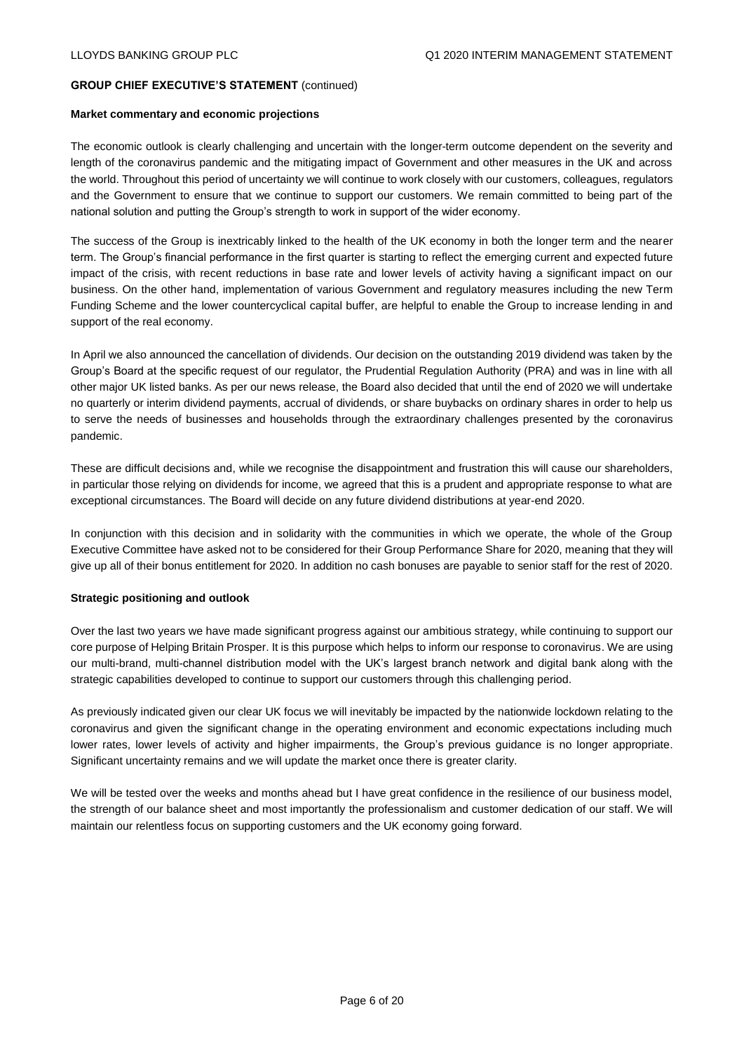**GROUP CHIEF EXECUTIVE'S STATEMENT** (continued)

**Market commentary and economic projections**

The economic outlook is clearly challenging and uncertain with the longer-term outcome dependent on the severity and length of the coronavirus pandemic and the mitigating impact of Government and other measures in the UK and across the world. Throughout this period of uncertainty we will continue to work closely with our customers, colleagues, regulators and the Government to ensure that we continue to support our customers. We remain committed to being part of the national solution and putting the Group's strength to work in support of the wider economy.

The success of the Group is inextricably linked to the health of the UK economy in both the longer term and the nearer term. The Group's financial performance in the first quarter is starting to reflect the emerging current and expected future impact of the crisis, with recent reductions in base rate and lower levels of activity having a significant impact on our business. On the other hand, implementation of various Government and regulatory measures including the new Term Funding Scheme and the lower countercyclical capital buffer, are helpful to enable the Group to increase lending in and support of the real economy.

In April we also announced the cancellation of dividends. Our decision on the outstanding 2019 dividend was taken by the Group's Board at the specific request of our regulator, the Prudential Regulation Authority (PRA) and was in line with all other major UK listed banks. As per our news release, the Board also decided that until the end of 2020 we will undertake no quarterly or interim dividend payments, accrual of dividends, or share buybacks on ordinary shares in order to help us to serve the needs of businesses and households through the extraordinary challenges presented by the coronavirus pandemic.

These are difficult decisions and, while we recognise the disappointment and frustration this will cause our shareholders, in particular those relying on dividends for income, we agreed that this is a prudent and appropriate response to what are exceptional circumstances. The Board will decide on any future dividend distributions at year-end 2020.

In conjunction with this decision and in solidarity with the communities in which we operate, the whole of the Group Executive Committee have asked not to be considered for their Group Performance Share for 2020, meaning that they will give up all of their bonus entitlement for 2020. In addition no cash bonuses are payable to senior staff for the rest of 2020.

**Strategic positioning and outlook**

Over the last two years we have made significant progress against our ambitious strategy, while continuing to support our core purpose of Helping Britain Prosper. It is this purpose which helps to inform our response to coronavirus. We are using our multi-brand, multi-channel distribution model with the UK's largest branch network and digital bank along with the strategic capabilities developed to continue to support our customers through this challenging period.

As previously indicated given our clear UK focus we will inevitably be impacted by the nationwide lockdown relating to the coronavirus and given the significant change in the operating environment and economic expectations including much lower rates, lower levels of activity and higher impairments, the Group's previous guidance is no longer appropriate. Significant uncertainty remains and we will update the market once there is greater clarity.

We will be tested over the weeks and months ahead but I have great confidence in the resilience of our business model, the strength of our balance sheet and most importantly the professionalism and customer dedication of our staff. We will maintain our relentless focus on supporting customers and the UK economy going forward.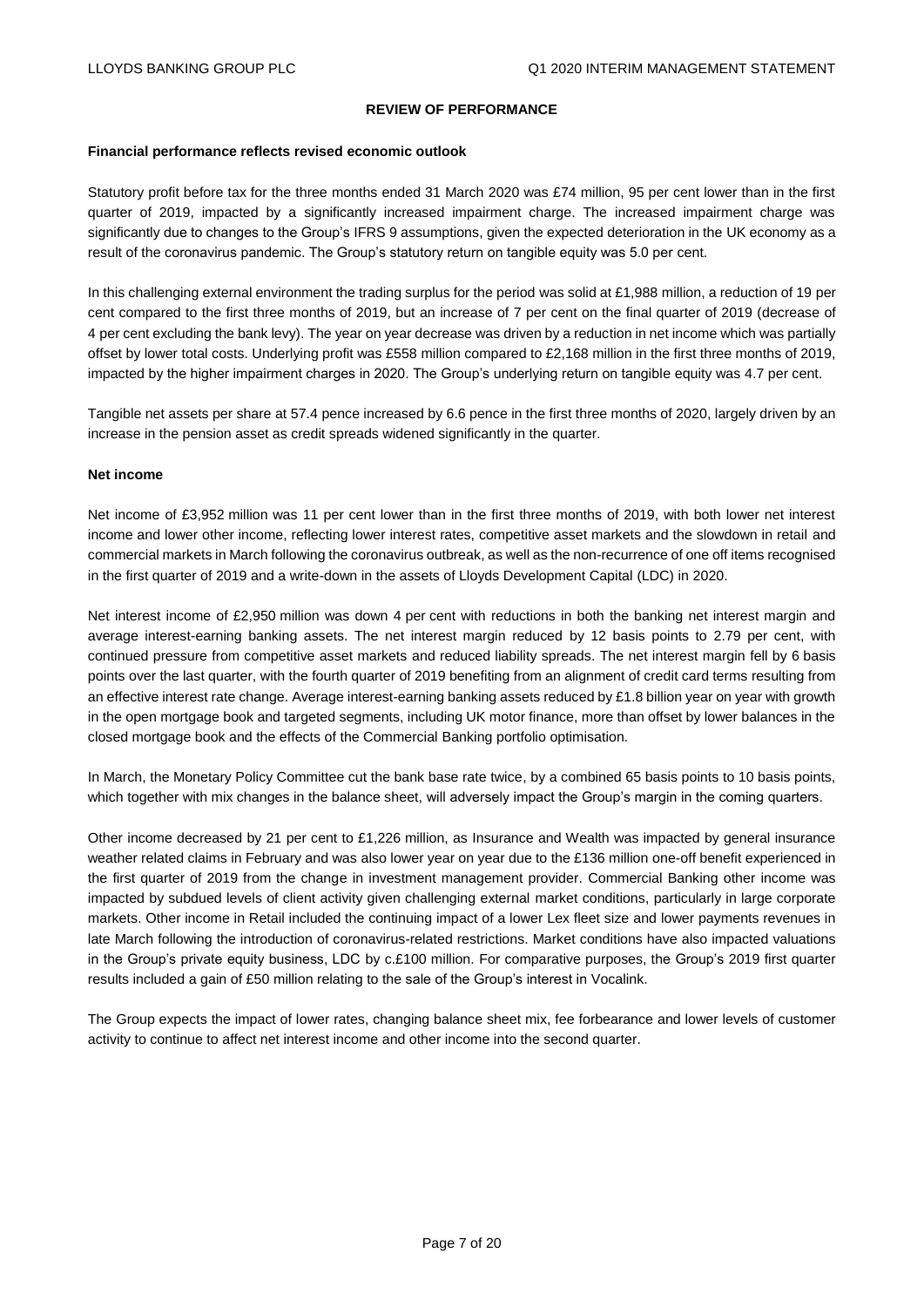## REVIEW OF PERFORMANCE

**Financial performance reflects revised economic outlook**

Statutory profit before tax for the three months ended 31 March 2020 was £74 million, 95 per cent lower than in the first quarter of 2019, impacted by a significantly increased impairment charge. The increased impairment charge was significantly due to changes to the Group's IFRS 9 assumptions, given the expected deterioration in the UK economy as a result of the coronavirus pandemic. The Group's statutory return on tangible equity was 5.0 per cent.

In this challenging external environment the trading surplus for the period was solid at £1,988 million, a reduction of 19 per cent compared to the first three months of 2019, but an increase of 7 per cent on the final quarter of 2019 (decrease of 4 per cent excluding the bank levy). The year on year decrease was driven by a reduction in net income which was partially offset by lower total costs. Underlying profit was £558 million compared to £2,168 million in the first three months of 2019, impacted by the higher impairment charges in 2020. The Group's underlying return on tangible equity was 4.7 per cent.

Tangible net assets per share at 57.4 pence increased by 6.6 pence in the first three months of 2020, largely driven by an increase in the pension asset as credit spreads widened significantly in the quarter.

**Net income**

Net income of £3,952 million was 11 per cent lower than in the first three months of 2019, with both lower net interest income and lower other income, reflecting lower interest rates, competitive asset markets and the slowdown in retail and commercial markets in March following the coronavirus outbreak, as well as the non-recurrence of one off items recognised in the first quarter of 2019 and a write-down in the assets of Lloyds Development Capital (LDC) in 2020.

Net interest income of £2,950 million was down 4 per cent with reductions in both the banking net interest margin and average interest-earning banking assets. The net interest margin reduced by 12 basis points to 2.79 per cent, with continued pressure from competitive asset markets and reduced liability spreads. The net interest margin fell by 6 basis points over the last quarter, with the fourth quarter of 2019 benefiting from an alignment of credit card terms resulting from an effective interest rate change. Average interest-earning banking assets reduced by £1.8 billion year on year with growth in the open mortgage book and targeted segments, including UK motor finance, more than offset by lower balances in the closed mortgage book and the effects of the Commercial Banking portfolio optimisation.

In March, the Monetary Policy Committee cut the bank base rate twice, by a combined 65 basis points to 10 basis points, which together with mix changes in the balance sheet, will adversely impact the Group's margin in the coming quarters.

Other income decreased by 21 per cent to £1,226 million, as Insurance and Wealth was impacted by general insurance weather related claims in February and was also lower year on year due to the £136 million one-off benefit experienced in the first quarter of 2019 from the change in investment management provider. Commercial Banking other income was impacted by subdued levels of client activity given challenging external market conditions, particularly in large corporate markets. Other income in Retail included the continuing impact of a lower Lex fleet size and lower payments revenues in late March following the introduction of coronavirus-related restrictions. Market conditions have also impacted valuations in the Group's private equity business, LDC by c.£100 million. For comparative purposes, the Group's 2019 first quarter results included a gain of £50 million relating to the sale of the Group's interest in Vocalink.

The Group expects the impact of lower rates, changing balance sheet mix, fee forbearance and lower levels of customer activity to continue to affect net interest income and other income into the second quarter.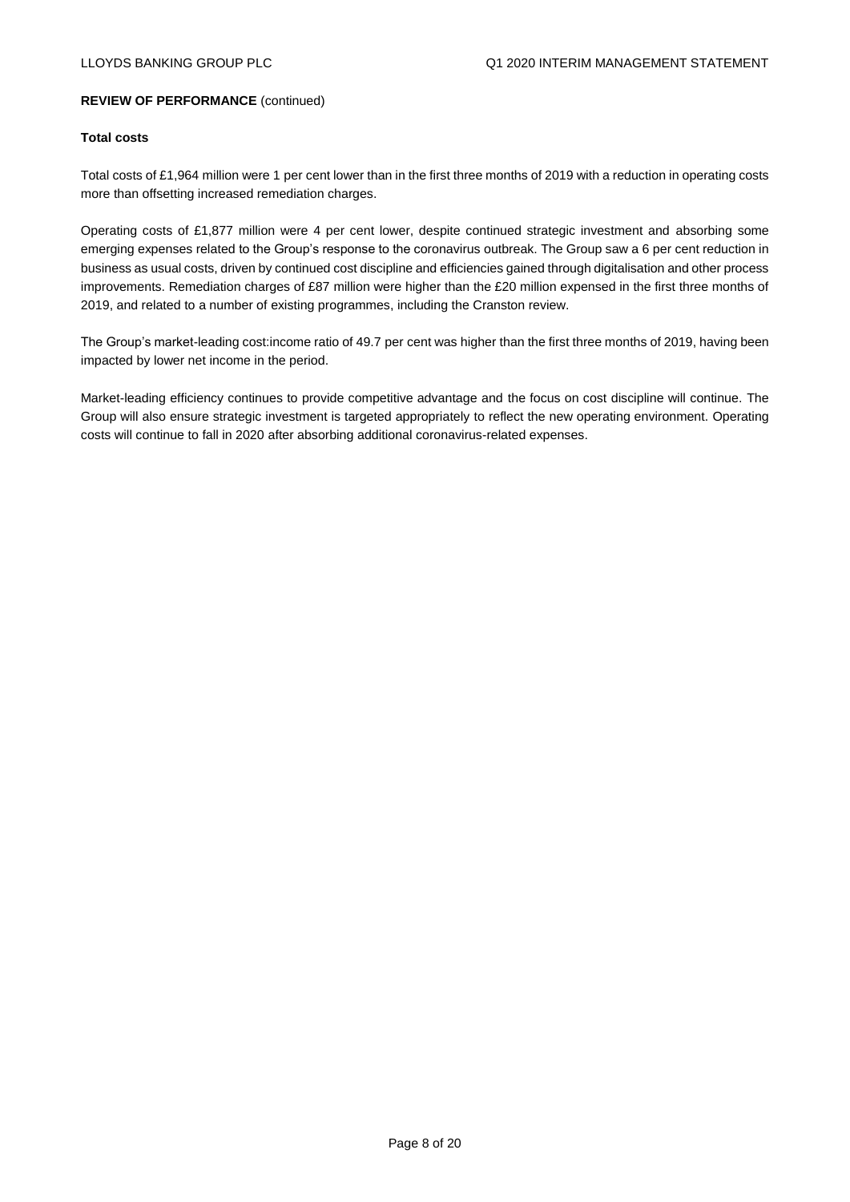**REVIEW OF PERFORMANCE** (continued)

**Total costs**

Total costs of £1,964 million were 1 per cent lower than in the first three months of 2019 with a reduction in operating costs more than offsetting increased remediation charges.

Operating costs of £1,877 million were 4 per cent lower, despite continued strategic investment and absorbing some emerging expenses related to the Group's response to the coronavirus outbreak. The Group saw a 6 per cent reduction in business as usual costs, driven by continued cost discipline and efficiencies gained through digitalisation and other process improvements. Remediation charges of £87 million were higher than the £20 million expensed in the first three months of 2019, and related to a number of existing programmes, including the Cranston review.

The Group's market-leading cost:income ratio of 49.7 per cent was higher than the first three months of 2019, having been impacted by lower net income in the period.

Market-leading efficiency continues to provide competitive advantage and the focus on cost discipline will continue. The Group will also ensure strategic investment is targeted appropriately to reflect the new operating environment. Operating costs will continue to fall in 2020 after absorbing additional coronavirus-related expenses.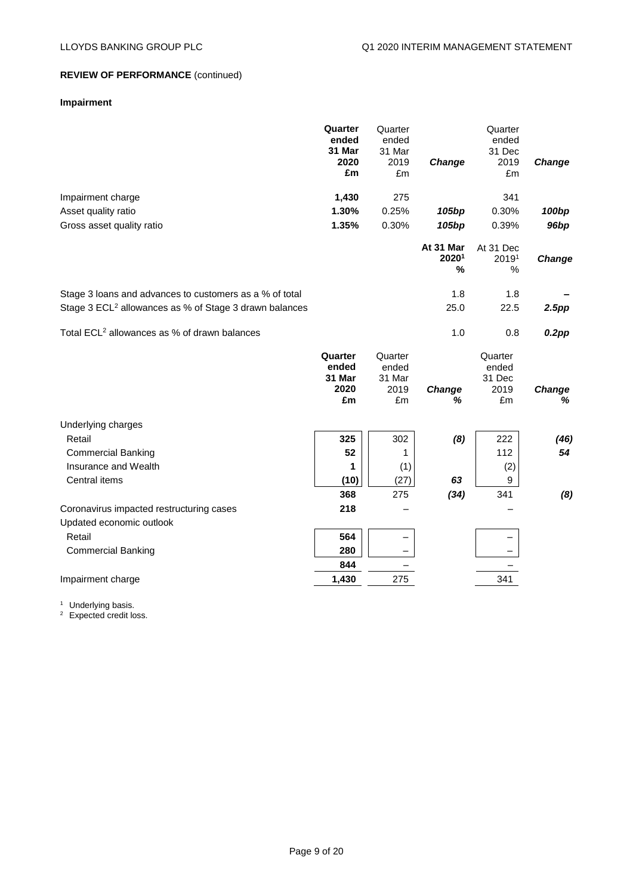**REVIEW OF PERFORMANCE** (continued)

**Impairment**

| | **Quarter ended 31 Mar 2020 £m** | Quarter ended 31 Mar 2019 £m | ***Change*** | Quarter ended 31 Dec 2019 £m | ***Change*** |
|---|---|---|---|---|---|
| Impairment charge | **1,430** | 275 | | 341 | |
| Asset quality ratio | **1.30%** | 0.25% | ***105bp*** | 0.30% | ***100bp*** |
| Gross asset quality ratio | **1.35%** | 0.30% | ***105bp*** | 0.39% | ***96bp*** |

| | **At 31 Mar 2020[1] %** | At 31 Dec 2019[1] % | ***Change*** |
|---|---|---|---|
| Stage 3 loans and advances to customers as a % of total | 1.8 | 1.8 | ***–*** |
| Stage 3 ECL[2] allowances as % of Stage 3 drawn balances | 25.0 | 22.5 | ***2.5pp*** |
| Total ECL[2] allowances as % of drawn balances | 1.0 | 0.8 | ***0.2pp*** |

| | **Quarter ended 31 Mar 2020 £m** | Quarter ended 31 Mar 2019 £m | ***Change %*** | Quarter ended 31 Dec 2019 £m | ***Change %*** |
|---|---|---|---|---|---|
| Underlying charges | | | | | |
| Retail | **325** | 302 | ***(8)*** | 222 | ***(46)*** |
| Commercial Banking | **52** | 1 | | 112 | ***54*** |
| Insurance and Wealth | **1** | (1) | | (2) | |
| Central items | **(10)** | (27) | ***63*** | 9 | |
| | **368** | 275 | ***(34)*** | 341 | ***(8)*** |
| Coronavirus impacted restructuring cases | **218** | – | | – | |
| Updated economic outlook | | | | | |
| Retail | **564** | – | | – | |
| Commercial Banking | **280** | – | | – | |
| | **844** | – | | – | |
| Impairment charge | **1,430** | 275 | | 341 | |

[1] Underlying basis.
[2] Expected credit loss.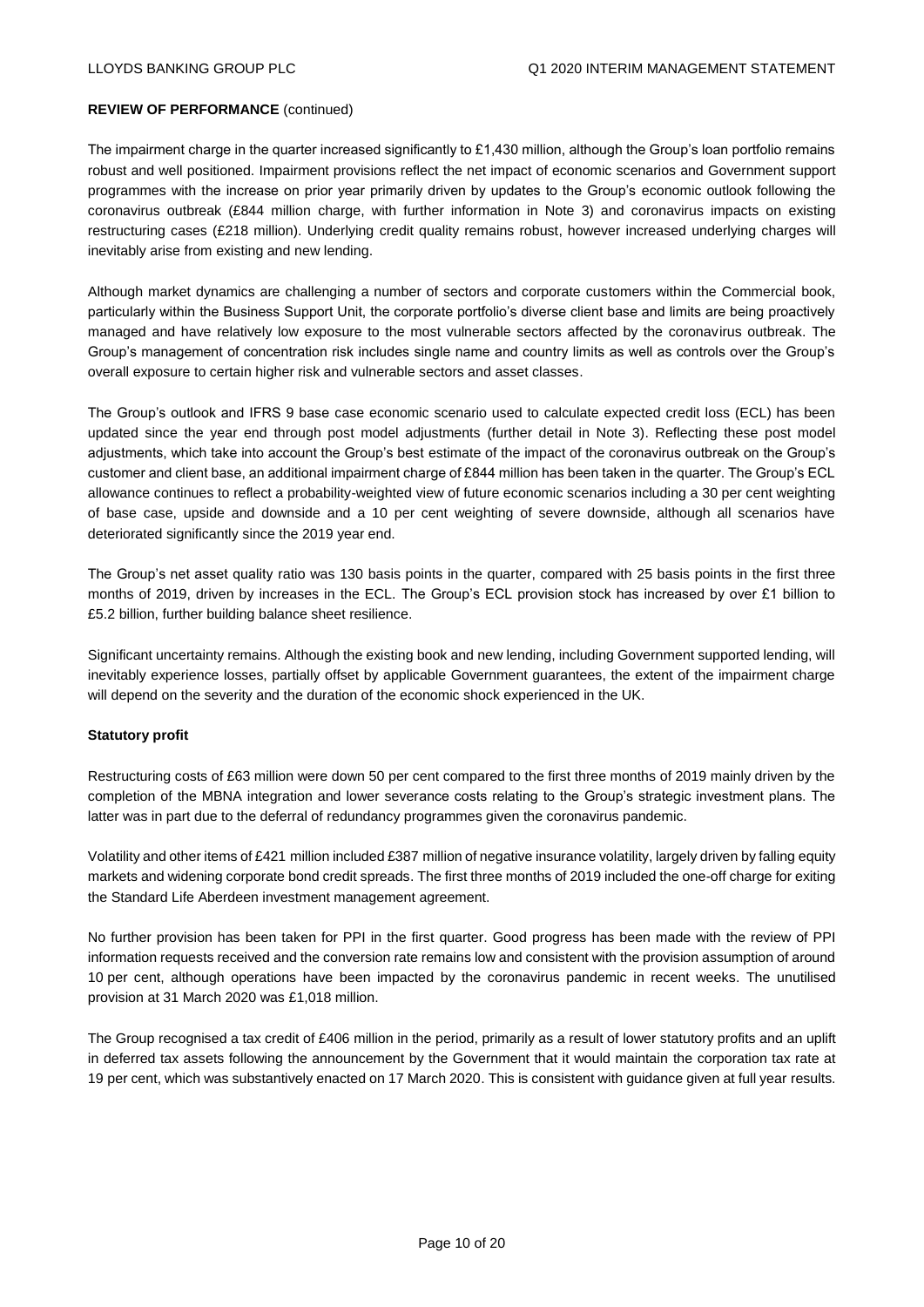**REVIEW OF PERFORMANCE** (continued)

The impairment charge in the quarter increased significantly to £1,430 million, although the Group's loan portfolio remains robust and well positioned. Impairment provisions reflect the net impact of economic scenarios and Government support programmes with the increase on prior year primarily driven by updates to the Group's economic outlook following the coronavirus outbreak (£844 million charge, with further information in Note 3) and coronavirus impacts on existing restructuring cases (£218 million). Underlying credit quality remains robust, however increased underlying charges will inevitably arise from existing and new lending.

Although market dynamics are challenging a number of sectors and corporate customers within the Commercial book, particularly within the Business Support Unit, the corporate portfolio's diverse client base and limits are being proactively managed and have relatively low exposure to the most vulnerable sectors affected by the coronavirus outbreak. The Group's management of concentration risk includes single name and country limits as well as controls over the Group's overall exposure to certain higher risk and vulnerable sectors and asset classes.

The Group's outlook and IFRS 9 base case economic scenario used to calculate expected credit loss (ECL) has been updated since the year end through post model adjustments (further detail in Note 3). Reflecting these post model adjustments, which take into account the Group's best estimate of the impact of the coronavirus outbreak on the Group's customer and client base, an additional impairment charge of £844 million has been taken in the quarter. The Group's ECL allowance continues to reflect a probability-weighted view of future economic scenarios including a 30 per cent weighting of base case, upside and downside and a 10 per cent weighting of severe downside, although all scenarios have deteriorated significantly since the 2019 year end.

The Group's net asset quality ratio was 130 basis points in the quarter, compared with 25 basis points in the first three months of 2019, driven by increases in the ECL. The Group's ECL provision stock has increased by over £1 billion to £5.2 billion, further building balance sheet resilience.

Significant uncertainty remains. Although the existing book and new lending, including Government supported lending, will inevitably experience losses, partially offset by applicable Government guarantees, the extent of the impairment charge will depend on the severity and the duration of the economic shock experienced in the UK.

**Statutory profit**

Restructuring costs of £63 million were down 50 per cent compared to the first three months of 2019 mainly driven by the completion of the MBNA integration and lower severance costs relating to the Group's strategic investment plans. The latter was in part due to the deferral of redundancy programmes given the coronavirus pandemic.

Volatility and other items of £421 million included £387 million of negative insurance volatility, largely driven by falling equity markets and widening corporate bond credit spreads. The first three months of 2019 included the one-off charge for exiting the Standard Life Aberdeen investment management agreement.

No further provision has been taken for PPI in the first quarter. Good progress has been made with the review of PPI information requests received and the conversion rate remains low and consistent with the provision assumption of around 10 per cent, although operations have been impacted by the coronavirus pandemic in recent weeks. The unutilised provision at 31 March 2020 was £1,018 million.

The Group recognised a tax credit of £406 million in the period, primarily as a result of lower statutory profits and an uplift in deferred tax assets following the announcement by the Government that it would maintain the corporation tax rate at 19 per cent, which was substantively enacted on 17 March 2020. This is consistent with guidance given at full year results.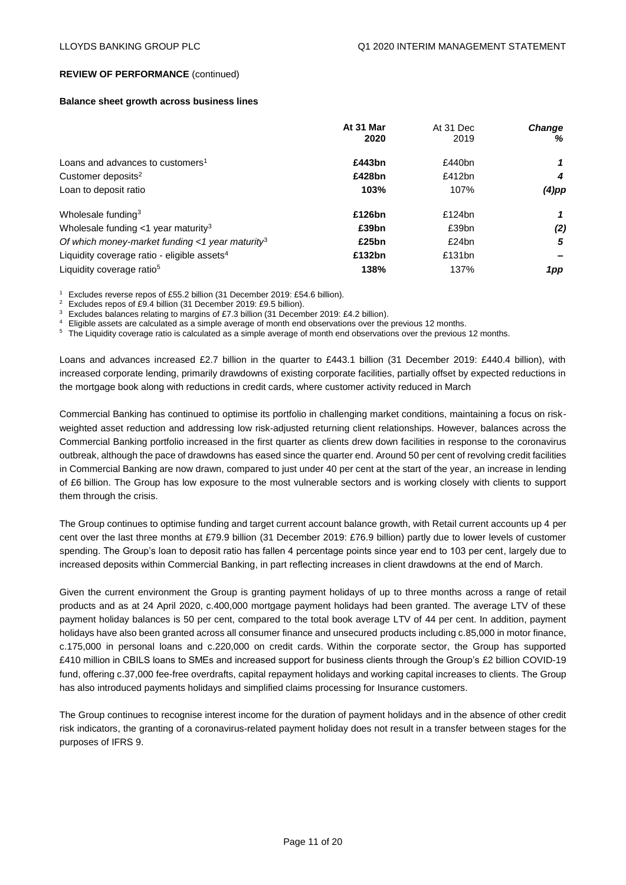**REVIEW OF PERFORMANCE** (continued)

**Balance sheet growth across business lines**

| | **At 31 Mar 2020** | At 31 Dec 2019 | ***Change %*** |
|---|---|---|---|
| Loans and advances to customers[1] | **£443bn** | £440bn | ***1*** |
| Customer deposits[2] | **£428bn** | £412bn | ***4*** |
| Loan to deposit ratio | **103%** | 107% | ***(4)pp*** |
| Wholesale funding[3] | **£126bn** | £124bn | ***1*** |
| Wholesale funding <1 year maturity[3] | **£39bn** | £39bn | ***(2)*** |
| *Of which money-market funding <1 year maturity*[3] | **£25bn** | £24bn | ***5*** |
| Liquidity coverage ratio - eligible assets[4] | **£132bn** | £131bn | ***–*** |
| Liquidity coverage ratio[5] | **138%** | 137% | ***1pp*** |

[1] Excludes reverse repos of £55.2 billion (31 December 2019: £54.6 billion).
[2] Excludes repos of £9.4 billion (31 December 2019: £9.5 billion).
[3] Excludes balances relating to margins of £7.3 billion (31 December 2019: £4.2 billion).
[4] Eligible assets are calculated as a simple average of month end observations over the previous 12 months.
[5] The Liquidity coverage ratio is calculated as a simple average of month end observations over the previous 12 months.

Loans and advances increased £2.7 billion in the quarter to £443.1 billion (31 December 2019: £440.4 billion), with increased corporate lending, primarily drawdowns of existing corporate facilities, partially offset by expected reductions in the mortgage book along with reductions in credit cards, where customer activity reduced in March

Commercial Banking has continued to optimise its portfolio in challenging market conditions, maintaining a focus on risk-weighted asset reduction and addressing low risk-adjusted returning client relationships. However, balances across the Commercial Banking portfolio increased in the first quarter as clients drew down facilities in response to the coronavirus outbreak, although the pace of drawdowns has eased since the quarter end. Around 50 per cent of revolving credit facilities in Commercial Banking are now drawn, compared to just under 40 per cent at the start of the year, an increase in lending of £6 billion. The Group has low exposure to the most vulnerable sectors and is working closely with clients to support them through the crisis.

The Group continues to optimise funding and target current account balance growth, with Retail current accounts up 4 per cent over the last three months at £79.9 billion (31 December 2019: £76.9 billion) partly due to lower levels of customer spending. The Group's loan to deposit ratio has fallen 4 percentage points since year end to 103 per cent, largely due to increased deposits within Commercial Banking, in part reflecting increases in client drawdowns at the end of March.

Given the current environment the Group is granting payment holidays of up to three months across a range of retail products and as at 24 April 2020, c.400,000 mortgage payment holidays had been granted. The average LTV of these payment holiday balances is 50 per cent, compared to the total book average LTV of 44 per cent. In addition, payment holidays have also been granted across all consumer finance and unsecured products including c.85,000 in motor finance, c.175,000 in personal loans and c.220,000 on credit cards. Within the corporate sector, the Group has supported £410 million in CBILS loans to SMEs and increased support for business clients through the Group's £2 billion COVID-19 fund, offering c.37,000 fee-free overdrafts, capital repayment holidays and working capital increases to clients. The Group has also introduced payments holidays and simplified claims processing for Insurance customers.

The Group continues to recognise interest income for the duration of payment holidays and in the absence of other credit risk indicators, the granting of a coronavirus-related payment holiday does not result in a transfer between stages for the purposes of IFRS 9.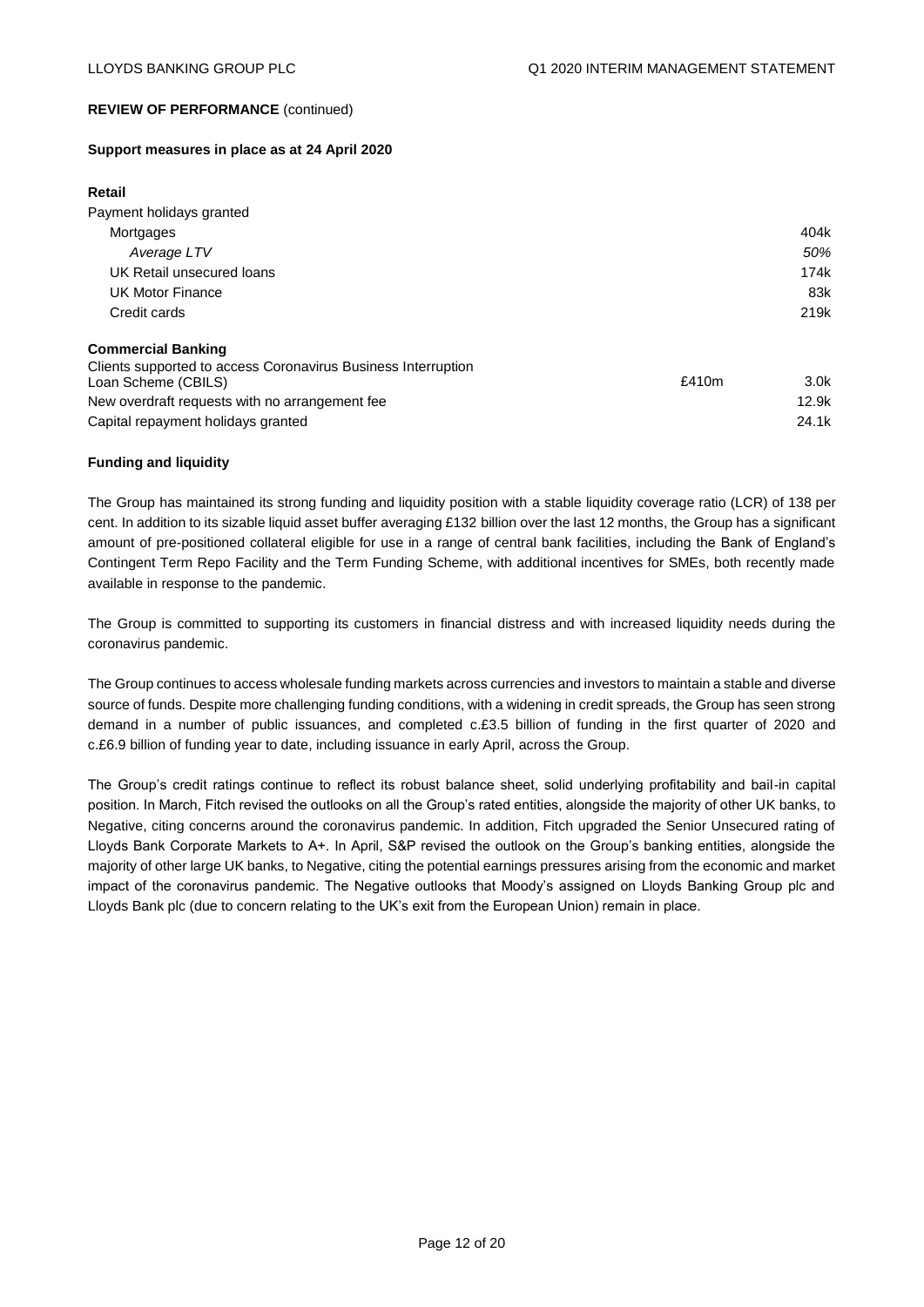**REVIEW OF PERFORMANCE** (continued)

**Support measures in place as at 24 April 2020**

| | | |
|---|---|---|
| **Retail** | | |
| Payment holidays granted | | |
| Mortgages | | 404k |
| *Average LTV* | | *50%* |
| UK Retail unsecured loans | | 174k |
| UK Motor Finance | | 83k |
| Credit cards | | 219k |
| **Commercial Banking** | | |
| Clients supported to access Coronavirus Business Interruption Loan Scheme (CBILS) | £410m | 3.0k |
| New overdraft requests with no arrangement fee | | 12.9k |
| Capital repayment holidays granted | | 24.1k |

**Funding and liquidity**

The Group has maintained its strong funding and liquidity position with a stable liquidity coverage ratio (LCR) of 138 per cent. In addition to its sizable liquid asset buffer averaging £132 billion over the last 12 months, the Group has a significant amount of pre-positioned collateral eligible for use in a range of central bank facilities, including the Bank of England's Contingent Term Repo Facility and the Term Funding Scheme, with additional incentives for SMEs, both recently made available in response to the pandemic.

The Group is committed to supporting its customers in financial distress and with increased liquidity needs during the coronavirus pandemic.

The Group continues to access wholesale funding markets across currencies and investors to maintain a stable and diverse source of funds. Despite more challenging funding conditions, with a widening in credit spreads, the Group has seen strong demand in a number of public issuances, and completed c.£3.5 billion of funding in the first quarter of 2020 and c.£6.9 billion of funding year to date, including issuance in early April, across the Group.

The Group's credit ratings continue to reflect its robust balance sheet, solid underlying profitability and bail-in capital position. In March, Fitch revised the outlooks on all the Group's rated entities, alongside the majority of other UK banks, to Negative, citing concerns around the coronavirus pandemic. In addition, Fitch upgraded the Senior Unsecured rating of Lloyds Bank Corporate Markets to A+. In April, S&P revised the outlook on the Group's banking entities, alongside the majority of other large UK banks, to Negative, citing the potential earnings pressures arising from the economic and market impact of the coronavirus pandemic. The Negative outlooks that Moody's assigned on Lloyds Banking Group plc and Lloyds Bank plc (due to concern relating to the UK's exit from the European Union) remain in place.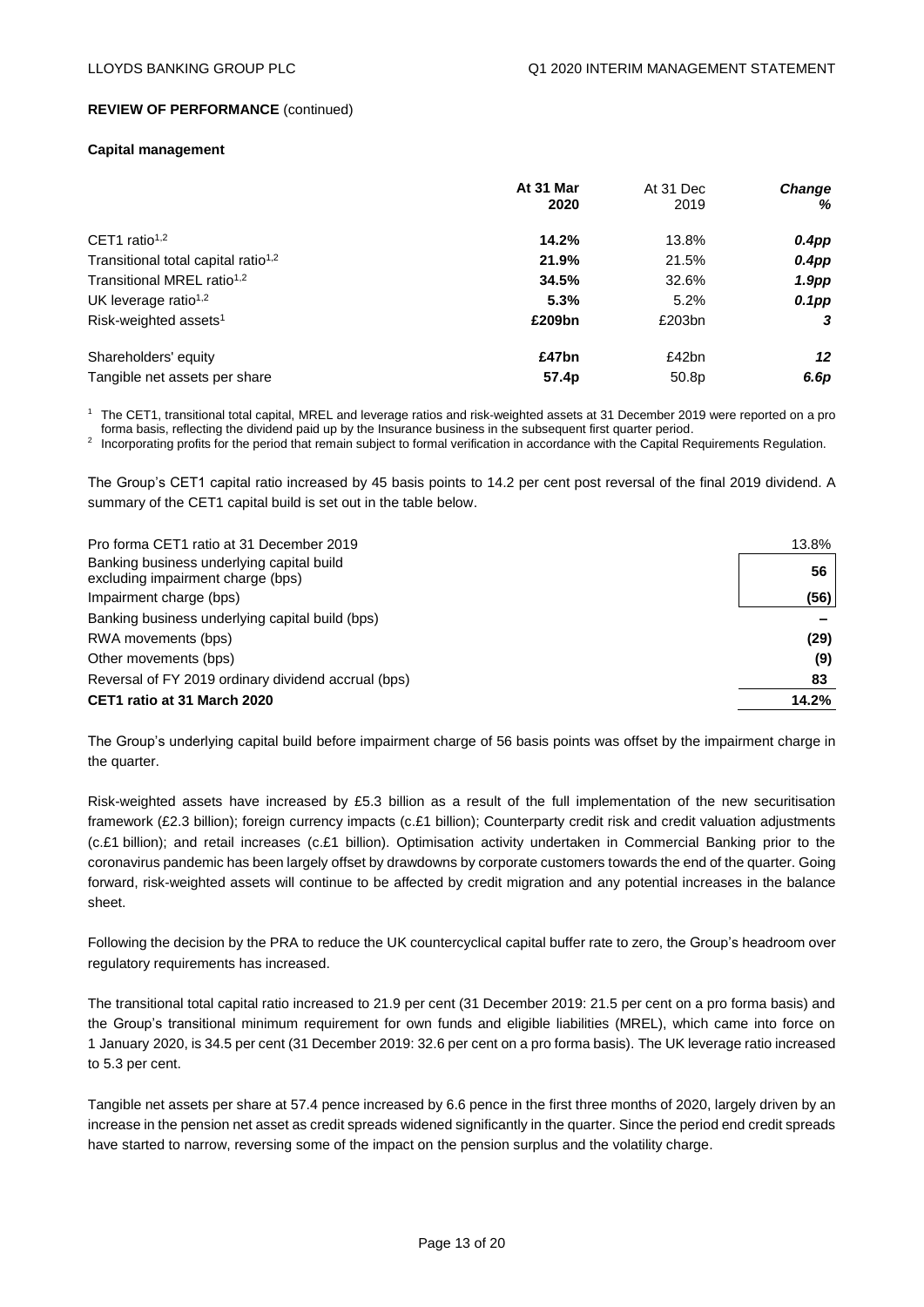**REVIEW OF PERFORMANCE** (continued)

**Capital management**

| | **At 31 Mar 2020** | At 31 Dec 2019 | ***Change %*** |
|---|---|---|---|
| CET1 ratio[1,2] | **14.2%** | 13.8% | ***0.4pp*** |
| Transitional total capital ratio[1,2] | **21.9%** | 21.5% | ***0.4pp*** |
| Transitional MREL ratio[1,2] | **34.5%** | 32.6% | ***1.9pp*** |
| UK leverage ratio[1,2] | **5.3%** | 5.2% | ***0.1pp*** |
| Risk-weighted assets[1] | **£209bn** | £203bn | ***3*** |
| Shareholders' equity | **£47bn** | £42bn | ***12*** |
| Tangible net assets per share | **57.4p** | 50.8p | ***6.6p*** |

[1] The CET1, transitional total capital, MREL and leverage ratios and risk-weighted assets at 31 December 2019 were reported on a pro forma basis, reflecting the dividend paid up by the Insurance business in the subsequent first quarter period.

[2] Incorporating profits for the period that remain subject to formal verification in accordance with the Capital Requirements Regulation.

The Group's CET1 capital ratio increased by 45 basis points to 14.2 per cent post reversal of the final 2019 dividend. A summary of the CET1 capital build is set out in the table below.

| | |
|---|---|
| Pro forma CET1 ratio at 31 December 2019 | 13.8% |
| Banking business underlying capital build excluding impairment charge (bps) | 56 |
| Impairment charge (bps) | (56) |
| Banking business underlying capital build (bps) | – |
| RWA movements (bps) | (29) |
| Other movements (bps) | (9) |
| Reversal of FY 2019 ordinary dividend accrual (bps) | 83 |
| **CET1 ratio at 31 March 2020** | **14.2%** |

The Group's underlying capital build before impairment charge of 56 basis points was offset by the impairment charge in the quarter.

Risk-weighted assets have increased by £5.3 billion as a result of the full implementation of the new securitisation framework (£2.3 billion); foreign currency impacts (c.£1 billion); Counterparty credit risk and credit valuation adjustments (c.£1 billion); and retail increases (c.£1 billion). Optimisation activity undertaken in Commercial Banking prior to the coronavirus pandemic has been largely offset by drawdowns by corporate customers towards the end of the quarter. Going forward, risk-weighted assets will continue to be affected by credit migration and any potential increases in the balance sheet.

Following the decision by the PRA to reduce the UK countercyclical capital buffer rate to zero, the Group's headroom over regulatory requirements has increased.

The transitional total capital ratio increased to 21.9 per cent (31 December 2019: 21.5 per cent on a pro forma basis) and the Group's transitional minimum requirement for own funds and eligible liabilities (MREL), which came into force on 1 January 2020, is 34.5 per cent (31 December 2019: 32.6 per cent on a pro forma basis). The UK leverage ratio increased to 5.3 per cent.

Tangible net assets per share at 57.4 pence increased by 6.6 pence in the first three months of 2020, largely driven by an increase in the pension net asset as credit spreads widened significantly in the quarter. Since the period end credit spreads have started to narrow, reversing some of the impact on the pension surplus and the volatility charge.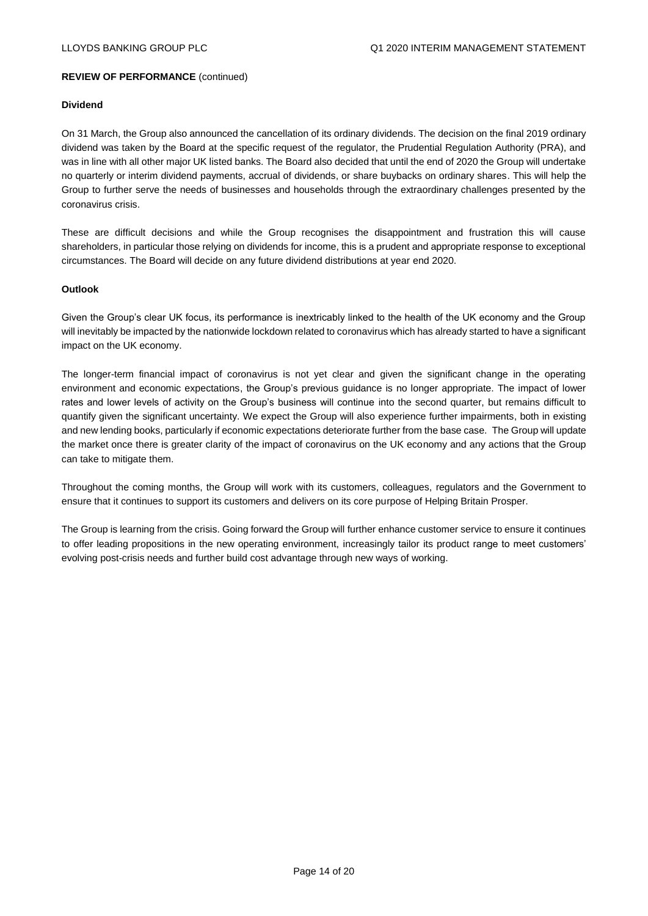**REVIEW OF PERFORMANCE** (continued)

**Dividend**

On 31 March, the Group also announced the cancellation of its ordinary dividends. The decision on the final 2019 ordinary dividend was taken by the Board at the specific request of the regulator, the Prudential Regulation Authority (PRA), and was in line with all other major UK listed banks. The Board also decided that until the end of 2020 the Group will undertake no quarterly or interim dividend payments, accrual of dividends, or share buybacks on ordinary shares. This will help the Group to further serve the needs of businesses and households through the extraordinary challenges presented by the coronavirus crisis.

These are difficult decisions and while the Group recognises the disappointment and frustration this will cause shareholders, in particular those relying on dividends for income, this is a prudent and appropriate response to exceptional circumstances. The Board will decide on any future dividend distributions at year end 2020.

**Outlook**

Given the Group's clear UK focus, its performance is inextricably linked to the health of the UK economy and the Group will inevitably be impacted by the nationwide lockdown related to coronavirus which has already started to have a significant impact on the UK economy.

The longer-term financial impact of coronavirus is not yet clear and given the significant change in the operating environment and economic expectations, the Group's previous guidance is no longer appropriate. The impact of lower rates and lower levels of activity on the Group's business will continue into the second quarter, but remains difficult to quantify given the significant uncertainty. We expect the Group will also experience further impairments, both in existing and new lending books, particularly if economic expectations deteriorate further from the base case. The Group will update the market once there is greater clarity of the impact of coronavirus on the UK economy and any actions that the Group can take to mitigate them.

Throughout the coming months, the Group will work with its customers, colleagues, regulators and the Government to ensure that it continues to support its customers and delivers on its core purpose of Helping Britain Prosper.

The Group is learning from the crisis. Going forward the Group will further enhance customer service to ensure it continues to offer leading propositions in the new operating environment, increasingly tailor its product range to meet customers' evolving post-crisis needs and further build cost advantage through new ways of working.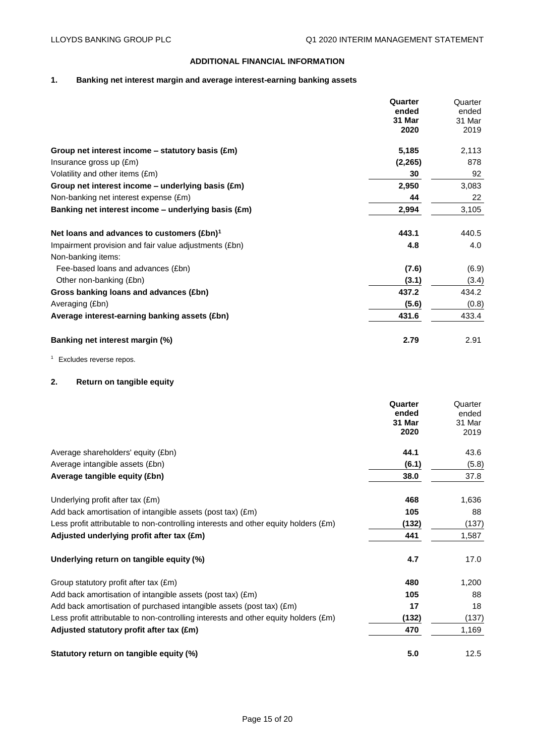## ADDITIONAL FINANCIAL INFORMATION

### 1. Banking net interest margin and average interest-earning banking assets

| | **Quarter ended 31 Mar 2020** | Quarter ended 31 Mar 2019 |
|---|---|---|
| **Group net interest income – statutory basis (£m)** | **5,185** | 2,113 |
| Insurance gross up (£m) | **(2,265)** | 878 |
| Volatility and other items (£m) | **30** | 92 |
| **Group net interest income – underlying basis (£m)** | **2,950** | 3,083 |
| Non-banking net interest expense (£m) | **44** | 22 |
| **Banking net interest income – underlying basis (£m)** | **2,994** | 3,105 |
| | | |
| **Net loans and advances to customers (£bn)**[1] | **443.1** | 440.5 |
| Impairment provision and fair value adjustments (£bn) | **4.8** | 4.0 |
| Non-banking items: | | |
| Fee-based loans and advances (£bn) | **(7.6)** | (6.9) |
| Other non-banking (£bn) | **(3.1)** | (3.4) |
| **Gross banking loans and advances (£bn)** | **437.2** | 434.2 |
| Averaging (£bn) | **(5.6)** | (0.8) |
| **Average interest-earning banking assets (£bn)** | **431.6** | 433.4 |
| | | |
| **Banking net interest margin (%)** | **2.79** | 2.91 |

[1] Excludes reverse repos.

### 2. Return on tangible equity

| | **Quarter ended 31 Mar 2020** | Quarter ended 31 Mar 2019 |
|---|---|---|
| Average shareholders' equity (£bn) | **44.1** | 43.6 |
| Average intangible assets (£bn) | **(6.1)** | (5.8) |
| **Average tangible equity (£bn)** | **38.0** | 37.8 |
| | | |
| Underlying profit after tax (£m) | **468** | 1,636 |
| Add back amortisation of intangible assets (post tax) (£m) | **105** | 88 |
| Less profit attributable to non-controlling interests and other equity holders (£m) | **(132)** | (137) |
| **Adjusted underlying profit after tax (£m)** | **441** | 1,587 |
| | | |
| **Underlying return on tangible equity (%)** | **4.7** | 17.0 |
| | | |
| Group statutory profit after tax (£m) | **480** | 1,200 |
| Add back amortisation of intangible assets (post tax) (£m) | **105** | 88 |
| Add back amortisation of purchased intangible assets (post tax) (£m) | **17** | 18 |
| Less profit attributable to non-controlling interests and other equity holders (£m) | **(132)** | (137) |
| **Adjusted statutory profit after tax (£m)** | **470** | 1,169 |
| | | |
| **Statutory return on tangible equity (%)** | **5.0** | 12.5 |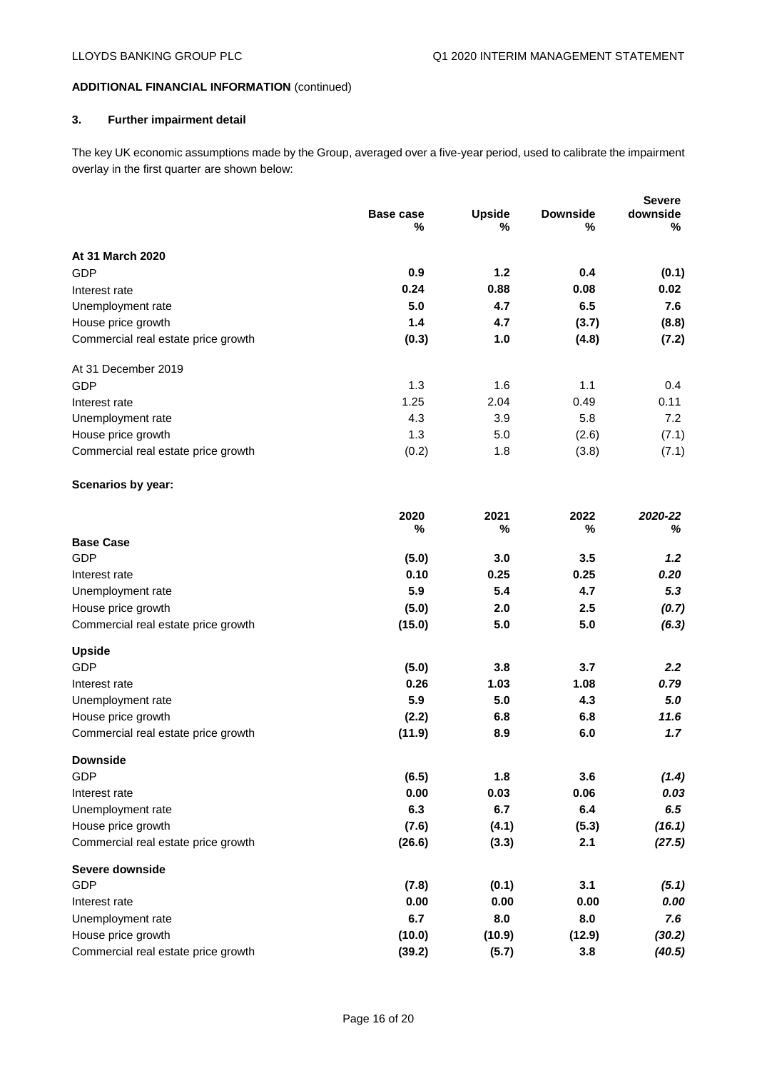## ADDITIONAL FINANCIAL INFORMATION (continued)

### 3. Further impairment detail

The key UK economic assumptions made by the Group, averaged over a five-year period, used to calibrate the impairment overlay in the first quarter are shown below:

| | Base case % | Upside % | Downside % | Severe downside % |
|---|---|---|---|---|
| **At 31 March 2020** | | | | |
| GDP | **0.9** | **1.2** | **0.4** | **(0.1)** |
| Interest rate | **0.24** | **0.88** | **0.08** | **0.02** |
| Unemployment rate | **5.0** | **4.7** | **6.5** | **7.6** |
| House price growth | **1.4** | **4.7** | **(3.7)** | **(8.8)** |
| Commercial real estate price growth | **(0.3)** | **1.0** | **(4.8)** | **(7.2)** |
| At 31 December 2019 | | | | |
| GDP | 1.3 | 1.6 | 1.1 | 0.4 |
| Interest rate | 1.25 | 2.04 | 0.49 | 0.11 |
| Unemployment rate | 4.3 | 3.9 | 5.8 | 7.2 |
| House price growth | 1.3 | 5.0 | (2.6) | (7.1) |
| Commercial real estate price growth | (0.2) | 1.8 | (3.8) | (7.1) |

**Scenarios by year:**

| | 2020 % | 2021 % | 2022 % | *2020-22 %* |
|---|---|---|---|---|
| **Base Case** | | | | |
| GDP | **(5.0)** | **3.0** | **3.5** | ***1.2*** |
| Interest rate | **0.10** | **0.25** | **0.25** | ***0.20*** |
| Unemployment rate | **5.9** | **5.4** | **4.7** | ***5.3*** |
| House price growth | **(5.0)** | **2.0** | **2.5** | ***(0.7)*** |
| Commercial real estate price growth | **(15.0)** | **5.0** | **5.0** | ***(6.3)*** |
| **Upside** | | | | |
| GDP | **(5.0)** | **3.8** | **3.7** | ***2.2*** |
| Interest rate | **0.26** | **1.03** | **1.08** | ***0.79*** |
| Unemployment rate | **5.9** | **5.0** | **4.3** | ***5.0*** |
| House price growth | **(2.2)** | **6.8** | **6.8** | ***11.6*** |
| Commercial real estate price growth | **(11.9)** | **8.9** | **6.0** | ***1.7*** |
| **Downside** | | | | |
| GDP | **(6.5)** | **1.8** | **3.6** | ***(1.4)*** |
| Interest rate | **0.00** | **0.03** | **0.06** | ***0.03*** |
| Unemployment rate | **6.3** | **6.7** | **6.4** | ***6.5*** |
| House price growth | **(7.6)** | **(4.1)** | **(5.3)** | ***(16.1)*** |
| Commercial real estate price growth | **(26.6)** | **(3.3)** | **2.1** | ***(27.5)*** |
| **Severe downside** | | | | |
| GDP | **(7.8)** | **(0.1)** | **3.1** | ***(5.1)*** |
| Interest rate | **0.00** | **0.00** | **0.00** | ***0.00*** |
| Unemployment rate | **6.7** | **8.0** | **8.0** | ***7.6*** |
| House price growth | **(10.0)** | **(10.9)** | **(12.9)** | ***(30.2)*** |
| Commercial real estate price growth | **(39.2)** | **(5.7)** | **3.8** | ***(40.5)*** |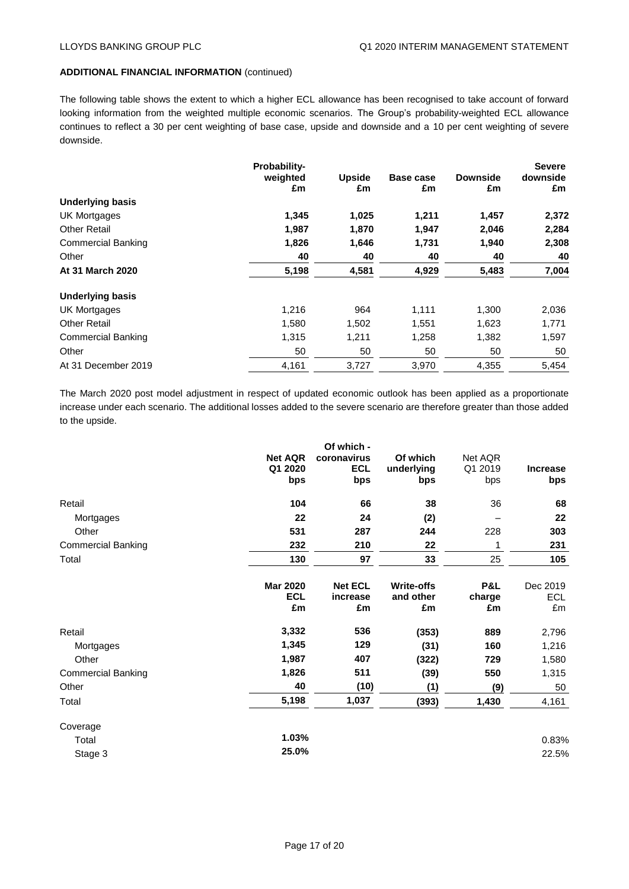**ADDITIONAL FINANCIAL INFORMATION** (continued)

The following table shows the extent to which a higher ECL allowance has been recognised to take account of forward looking information from the weighted multiple economic scenarios. The Group's probability-weighted ECL allowance continues to reflect a 30 per cent weighting of base case, upside and downside and a 10 per cent weighting of severe downside.

| | Probability-weighted £m | Upside £m | Base case £m | Downside £m | Severe downside £m |
|---|---|---|---|---|---|
| **Underlying basis** | | | | | |
| UK Mortgages | **1,345** | **1,025** | **1,211** | **1,457** | **2,372** |
| Other Retail | **1,987** | **1,870** | **1,947** | **2,046** | **2,284** |
| Commercial Banking | **1,826** | **1,646** | **1,731** | **1,940** | **2,308** |
| Other | **40** | **40** | **40** | **40** | **40** |
| **At 31 March 2020** | **5,198** | **4,581** | **4,929** | **5,483** | **7,004** |
| **Underlying basis** | | | | | |
| UK Mortgages | 1,216 | 964 | 1,111 | 1,300 | 2,036 |
| Other Retail | 1,580 | 1,502 | 1,551 | 1,623 | 1,771 |
| Commercial Banking | 1,315 | 1,211 | 1,258 | 1,382 | 1,597 |
| Other | 50 | 50 | 50 | 50 | 50 |
| At 31 December 2019 | 4,161 | 3,727 | 3,970 | 4,355 | 5,454 |

The March 2020 post model adjustment in respect of updated economic outlook has been applied as a proportionate increase under each scenario. The additional losses added to the severe scenario are therefore greater than those added to the upside.

| | Net AQR Q1 2020 bps | Of which - coronavirus ECL bps | Of which underlying bps | Net AQR Q1 2019 bps | Increase bps |
|---|---|---|---|---|---|
| Retail | **104** | **66** | **38** | 36 | **68** |
| Mortgages | **22** | **24** | **(2)** | – | **22** |
| Other | **531** | **287** | **244** | 228 | **303** |
| Commercial Banking | **232** | **210** | **22** | 1 | **231** |
| Total | **130** | **97** | **33** | 25 | **105** |

| | Mar 2020 ECL £m | Net ECL increase £m | Write-offs and other £m | P&L charge £m | Dec 2019 ECL £m |
|---|---|---|---|---|---|
| Retail | **3,332** | **536** | **(353)** | **889** | 2,796 |
| Mortgages | **1,345** | **129** | **(31)** | **160** | 1,216 |
| Other | **1,987** | **407** | **(322)** | **729** | 1,580 |
| Commercial Banking | **1,826** | **511** | **(39)** | **550** | 1,315 |
| Other | **40** | **(10)** | **(1)** | **(9)** | 50 |
| Total | **5,198** | **1,037** | **(393)** | **1,430** | 4,161 |
| Coverage | | | | | |
| Total | **1.03%** | | | | 0.83% |
| Stage 3 | **25.0%** | | | | 22.5% |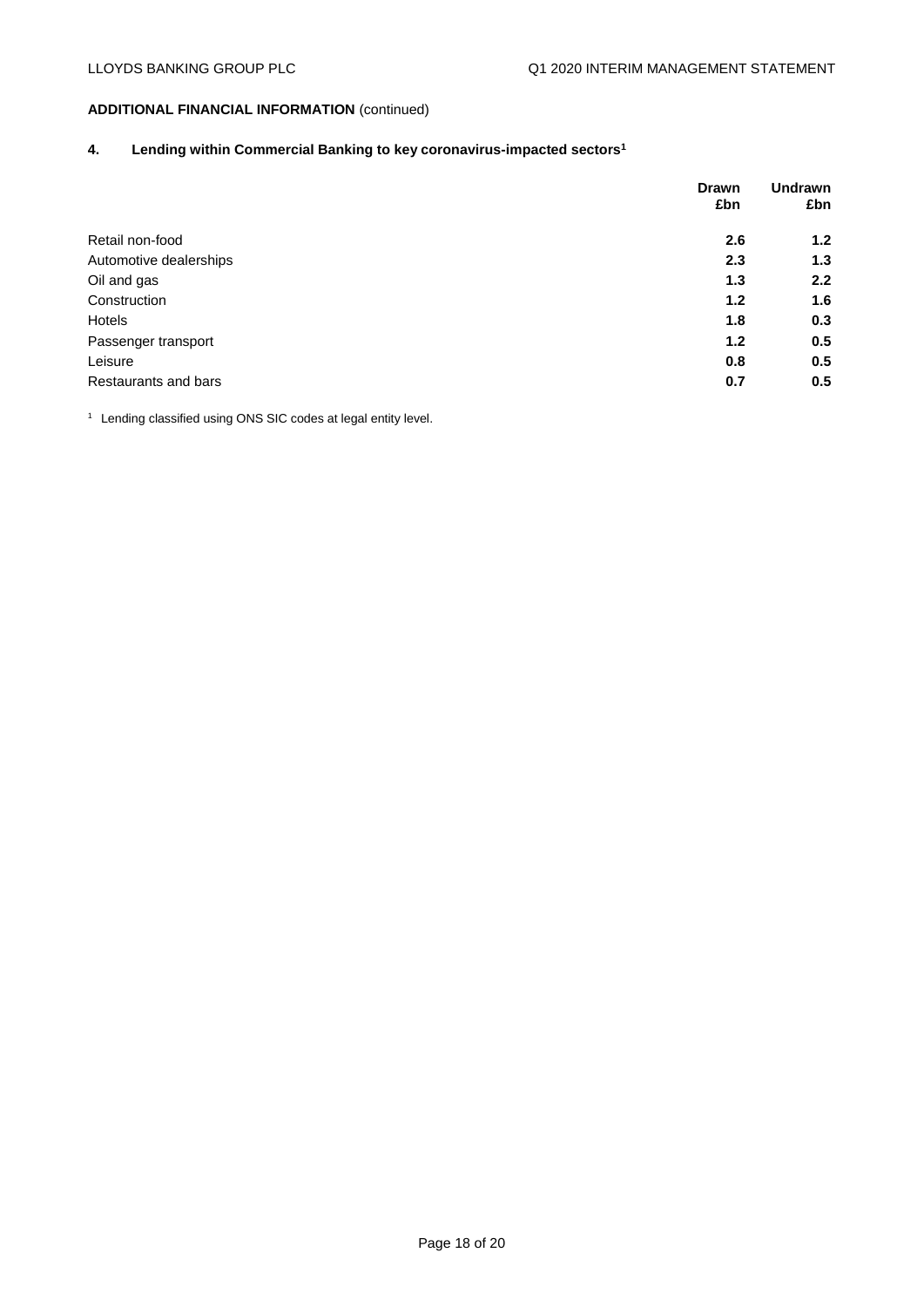**ADDITIONAL FINANCIAL INFORMATION** (continued)

## 4. Lending within Commercial Banking to key coronavirus-impacted sectors[1]

| | Drawn £bn | Undrawn £bn |
|---|---|---|
| Retail non-food | **2.6** | **1.2** |
| Automotive dealerships | **2.3** | **1.3** |
| Oil and gas | **1.3** | **2.2** |
| Construction | **1.2** | **1.6** |
| Hotels | **1.8** | **0.3** |
| Passenger transport | **1.2** | **0.5** |
| Leisure | **0.8** | **0.5** |
| Restaurants and bars | **0.7** | **0.5** |

[1] Lending classified using ONS SIC codes at legal entity level.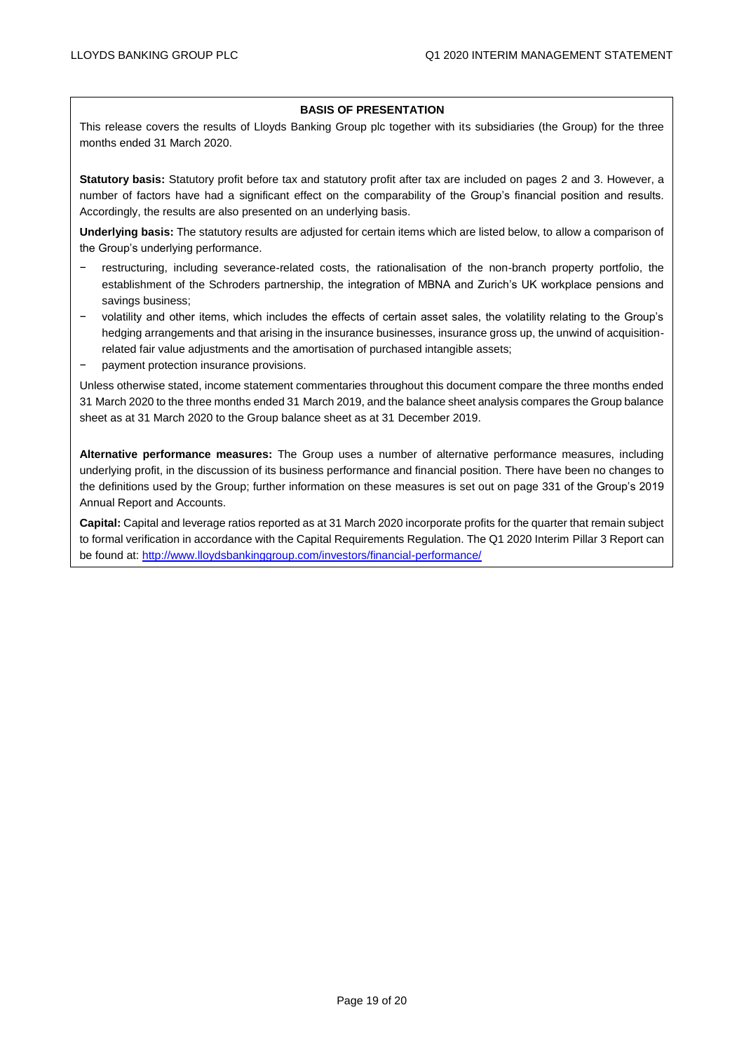## BASIS OF PRESENTATION

This release covers the results of Lloyds Banking Group plc together with its subsidiaries (the Group) for the three months ended 31 March 2020.

**Statutory basis:** Statutory profit before tax and statutory profit after tax are included on pages 2 and 3. However, a number of factors have had a significant effect on the comparability of the Group's financial position and results. Accordingly, the results are also presented on an underlying basis.

**Underlying basis:** The statutory results are adjusted for certain items which are listed below, to allow a comparison of the Group's underlying performance.

- restructuring, including severance-related costs, the rationalisation of the non-branch property portfolio, the establishment of the Schroders partnership, the integration of MBNA and Zurich's UK workplace pensions and savings business;
- volatility and other items, which includes the effects of certain asset sales, the volatility relating to the Group's hedging arrangements and that arising in the insurance businesses, insurance gross up, the unwind of acquisition-related fair value adjustments and the amortisation of purchased intangible assets;
- payment protection insurance provisions.

Unless otherwise stated, income statement commentaries throughout this document compare the three months ended 31 March 2020 to the three months ended 31 March 2019, and the balance sheet analysis compares the Group balance sheet as at 31 March 2020 to the Group balance sheet as at 31 December 2019.

**Alternative performance measures:** The Group uses a number of alternative performance measures, including underlying profit, in the discussion of its business performance and financial position. There have been no changes to the definitions used by the Group; further information on these measures is set out on page 331 of the Group's 2019 Annual Report and Accounts.

**Capital:** Capital and leverage ratios reported as at 31 March 2020 incorporate profits for the quarter that remain subject to formal verification in accordance with the Capital Requirements Regulation. The Q1 2020 Interim Pillar 3 Report can be found at: http://www.lloydsbankinggroup.com/investors/financial-performance/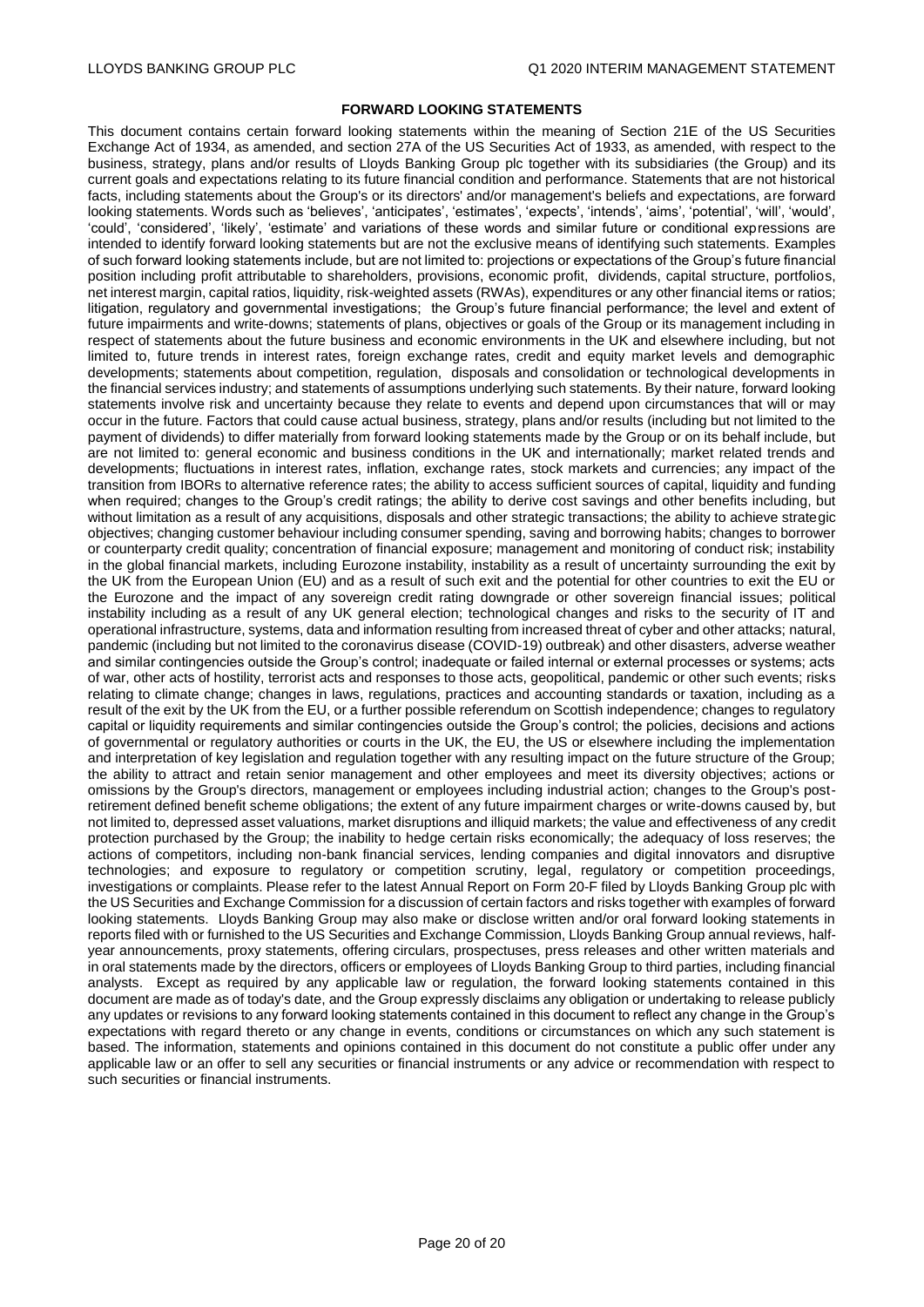**FORWARD LOOKING STATEMENTS**

This document contains certain forward looking statements within the meaning of Section 21E of the US Securities Exchange Act of 1934, as amended, and section 27A of the US Securities Act of 1933, as amended, with respect to the business, strategy, plans and/or results of Lloyds Banking Group plc together with its subsidiaries (the Group) and its current goals and expectations relating to its future financial condition and performance. Statements that are not historical facts, including statements about the Group's or its directors' and/or management's beliefs and expectations, are forward looking statements. Words such as 'believes', 'anticipates', 'estimates', 'expects', 'intends', 'aims', 'potential', 'will', 'would', 'could', 'considered', 'likely', 'estimate' and variations of these words and similar future or conditional expressions are intended to identify forward looking statements but are not the exclusive means of identifying such statements. Examples of such forward looking statements include, but are not limited to: projections or expectations of the Group's future financial position including profit attributable to shareholders, provisions, economic profit, dividends, capital structure, portfolios, net interest margin, capital ratios, liquidity, risk-weighted assets (RWAs), expenditures or any other financial items or ratios; litigation, regulatory and governmental investigations; the Group's future financial performance; the level and extent of future impairments and write-downs; statements of plans, objectives or goals of the Group or its management including in respect of statements about the future business and economic environments in the UK and elsewhere including, but not limited to, future trends in interest rates, foreign exchange rates, credit and equity market levels and demographic developments; statements about competition, regulation, disposals and consolidation or technological developments in the financial services industry; and statements of assumptions underlying such statements. By their nature, forward looking statements involve risk and uncertainty because they relate to events and depend upon circumstances that will or may occur in the future. Factors that could cause actual business, strategy, plans and/or results (including but not limited to the payment of dividends) to differ materially from forward looking statements made by the Group or on its behalf include, but are not limited to: general economic and business conditions in the UK and internationally; market related trends and developments; fluctuations in interest rates, inflation, exchange rates, stock markets and currencies; any impact of the transition from IBORs to alternative reference rates; the ability to access sufficient sources of capital, liquidity and funding when required; changes to the Group's credit ratings; the ability to derive cost savings and other benefits including, but without limitation as a result of any acquisitions, disposals and other strategic transactions; the ability to achieve strategic objectives; changing customer behaviour including consumer spending, saving and borrowing habits; changes to borrower or counterparty credit quality; concentration of financial exposure; management and monitoring of conduct risk; instability in the global financial markets, including Eurozone instability, instability as a result of uncertainty surrounding the exit by the UK from the European Union (EU) and as a result of such exit and the potential for other countries to exit the EU or the Eurozone and the impact of any sovereign credit rating downgrade or other sovereign financial issues; political instability including as a result of any UK general election; technological changes and risks to the security of IT and operational infrastructure, systems, data and information resulting from increased threat of cyber and other attacks; natural, pandemic (including but not limited to the coronavirus disease (COVID-19) outbreak) and other disasters, adverse weather and similar contingencies outside the Group's control; inadequate or failed internal or external processes or systems; acts of war, other acts of hostility, terrorist acts and responses to those acts, geopolitical, pandemic or other such events; risks relating to climate change; changes in laws, regulations, practices and accounting standards or taxation, including as a result of the exit by the UK from the EU, or a further possible referendum on Scottish independence; changes to regulatory capital or liquidity requirements and similar contingencies outside the Group's control; the policies, decisions and actions of governmental or regulatory authorities or courts in the UK, the EU, the US or elsewhere including the implementation and interpretation of key legislation and regulation together with any resulting impact on the future structure of the Group; the ability to attract and retain senior management and other employees and meet its diversity objectives; actions or omissions by the Group's directors, management or employees including industrial action; changes to the Group's post-retirement defined benefit scheme obligations; the extent of any future impairment charges or write-downs caused by, but not limited to, depressed asset valuations, market disruptions and illiquid markets; the value and effectiveness of any credit protection purchased by the Group; the inability to hedge certain risks economically; the adequacy of loss reserves; the actions of competitors, including non-bank financial services, lending companies and digital innovators and disruptive technologies; and exposure to regulatory or competition scrutiny, legal, regulatory or competition proceedings, investigations or complaints. Please refer to the latest Annual Report on Form 20-F filed by Lloyds Banking Group plc with the US Securities and Exchange Commission for a discussion of certain factors and risks together with examples of forward looking statements. Lloyds Banking Group may also make or disclose written and/or oral forward looking statements in reports filed with or furnished to the US Securities and Exchange Commission, Lloyds Banking Group annual reviews, half-year announcements, proxy statements, offering circulars, prospectuses, press releases and other written materials and in oral statements made by the directors, officers or employees of Lloyds Banking Group to third parties, including financial analysts. Except as required by any applicable law or regulation, the forward looking statements contained in this document are made as of today's date, and the Group expressly disclaims any obligation or undertaking to release publicly any updates or revisions to any forward looking statements contained in this document to reflect any change in the Group's expectations with regard thereto or any change in events, conditions or circumstances on which any such statement is based. The information, statements and opinions contained in this document do not constitute a public offer under any applicable law or an offer to sell any securities or financial instruments or any advice or recommendation with respect to such securities or financial instruments.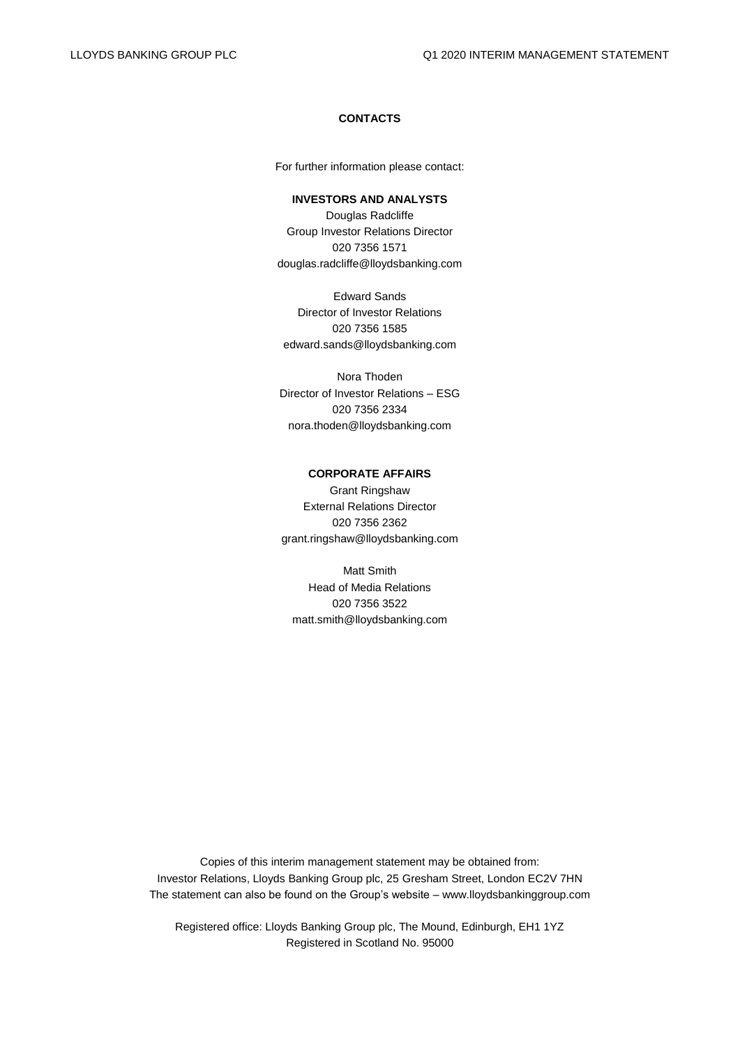## CONTACTS

For further information please contact:

**INVESTORS AND ANALYSTS**

Douglas Radcliffe
Group Investor Relations Director
020 7356 1571
douglas.radcliffe@lloydsbanking.com

Edward Sands
Director of Investor Relations
020 7356 1585
edward.sands@lloydsbanking.com

Nora Thoden
Director of Investor Relations – ESG
020 7356 2334
nora.thoden@lloydsbanking.com

**CORPORATE AFFAIRS**

Grant Ringshaw
External Relations Director
020 7356 2362
grant.ringshaw@lloydsbanking.com

Matt Smith
Head of Media Relations
020 7356 3522
matt.smith@lloydsbanking.com

Copies of this interim management statement may be obtained from:
Investor Relations, Lloyds Banking Group plc, 25 Gresham Street, London EC2V 7HN
The statement can also be found on the Group's website – www.lloydsbankinggroup.com

Registered office: Lloyds Banking Group plc, The Mound, Edinburgh, EH1 1YZ
Registered in Scotland No. 95000